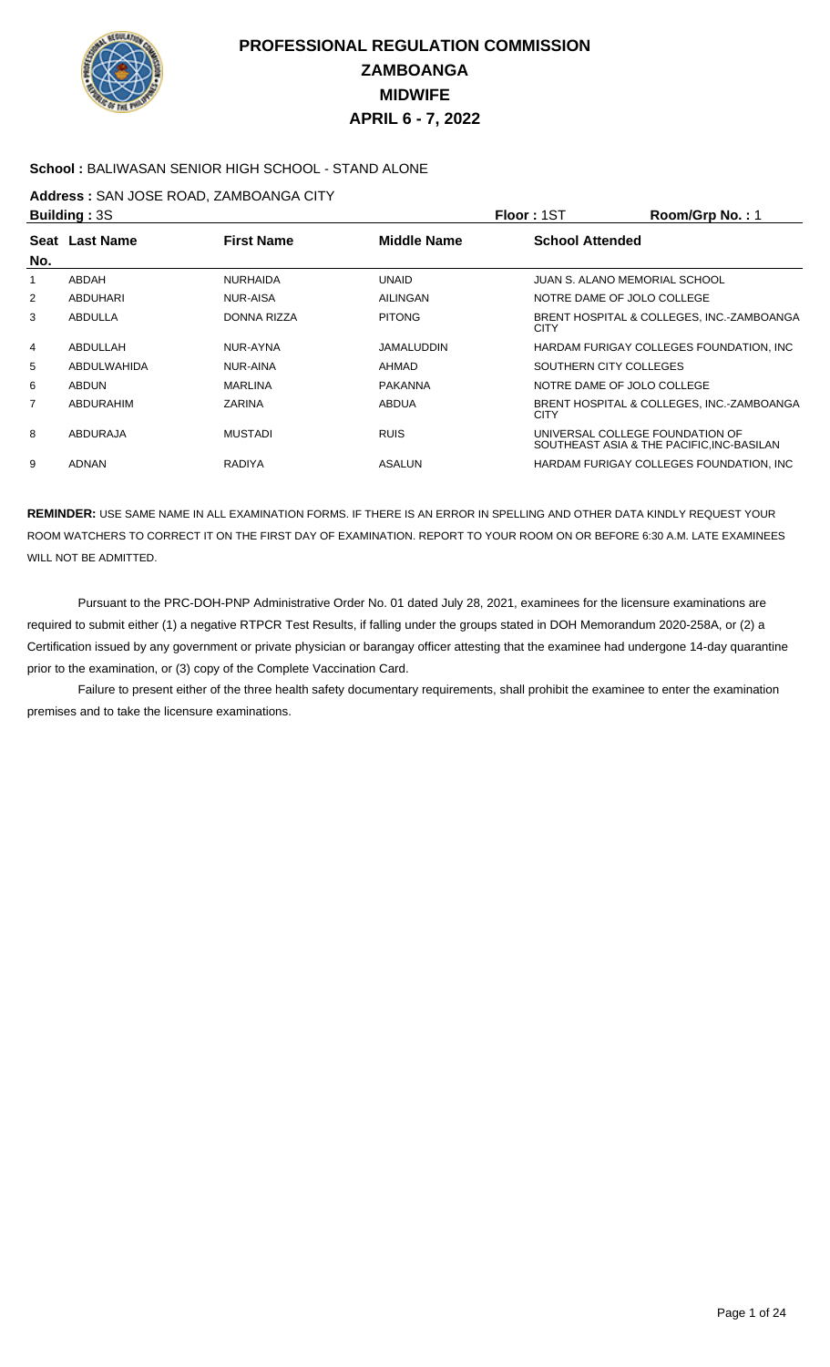# PROFESSIONAL REGULATION COMMISSION
# ZAMBOANGA
# MIDWIFE
# APRIL 6 - 7, 2022

**School :** BALIWASAN SENIOR HIGH SCHOOL - STAND ALONE

**Address :** SAN JOSE ROAD, ZAMBOANGA CITY

**Building :** 3S **Floor :** 1ST **Room/Grp No. :** 1

| Seat No. | Last Name | First Name | Middle Name | School Attended |
|---|---|---|---|---|
| 1 | ABDAH | NURHAIDA | UNAID | JUAN S. ALANO MEMORIAL SCHOOL |
| 2 | ABDUHARI | NUR-AISA | AILINGAN | NOTRE DAME OF JOLO COLLEGE |
| 3 | ABDULLA | DONNA RIZZA | PITONG | BRENT HOSPITAL & COLLEGES, INC.-ZAMBOANGA CITY |
| 4 | ABDULLAH | NUR-AYNA | JAMALUDDIN | HARDAM FURIGAY COLLEGES FOUNDATION, INC |
| 5 | ABDULWAHIDA | NUR-AINA | AHMAD | SOUTHERN CITY COLLEGES |
| 6 | ABDUN | MARLINA | PAKANNA | NOTRE DAME OF JOLO COLLEGE |
| 7 | ABDURAHIM | ZARINA | ABDUA | BRENT HOSPITAL & COLLEGES, INC.-ZAMBOANGA CITY |
| 8 | ABDURAJA | MUSTADI | RUIS | UNIVERSAL COLLEGE FOUNDATION OF SOUTHEAST ASIA & THE PACIFIC,INC-BASILAN |
| 9 | ADNAN | RADIYA | ASALUN | HARDAM FURIGAY COLLEGES FOUNDATION, INC |

**REMINDER:** USE SAME NAME IN ALL EXAMINATION FORMS. IF THERE IS AN ERROR IN SPELLING AND OTHER DATA KINDLY REQUEST YOUR ROOM WATCHERS TO CORRECT IT ON THE FIRST DAY OF EXAMINATION. REPORT TO YOUR ROOM ON OR BEFORE 6:30 A.M. LATE EXAMINEES WILL NOT BE ADMITTED.

Pursuant to the PRC-DOH-PNP Administrative Order No. 01 dated July 28, 2021, examinees for the licensure examinations are required to submit either (1) a negative RTPCR Test Results, if falling under the groups stated in DOH Memorandum 2020-258A, or (2) a Certification issued by any government or private physician or barangay officer attesting that the examinee had undergone 14-day quarantine prior to the examination, or (3) copy of the Complete Vaccination Card.

Failure to present either of the three health safety documentary requirements, shall prohibit the examinee to enter the examination premises and to take the licensure examinations.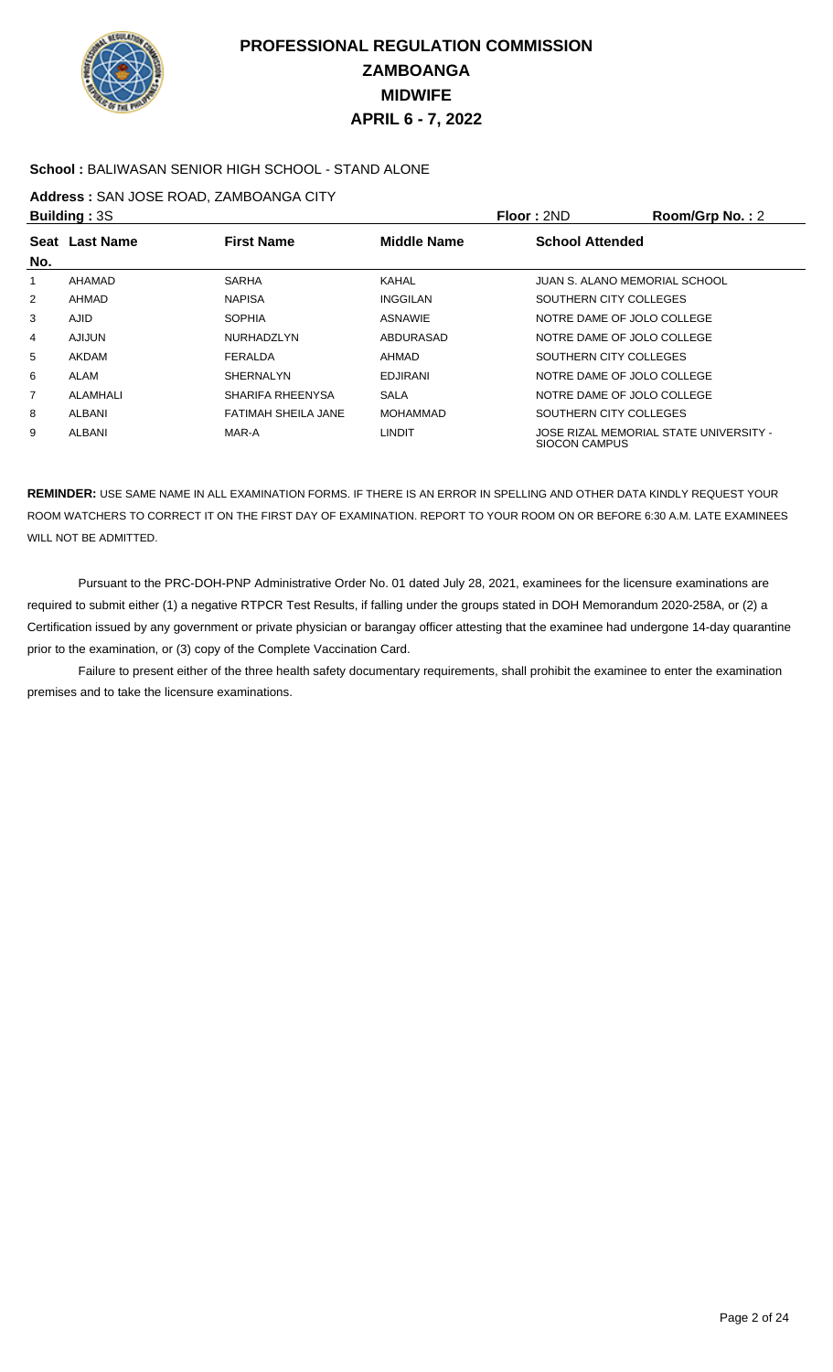# PROFESSIONAL REGULATION COMMISSION
## ZAMBOANGA
## MIDWIFE
## APRIL 6 - 7, 2022

**School :** BALIWASAN SENIOR HIGH SCHOOL - STAND ALONE

**Address :** SAN JOSE ROAD, ZAMBOANGA CITY

**Building :** 3S **Floor :** 2ND **Room/Grp No. :** 2

| Seat No. | Last Name | First Name | Middle Name | School Attended |
|---|---|---|---|---|
| 1 | AHAMAD | SARHA | KAHAL | JUAN S. ALANO MEMORIAL SCHOOL |
| 2 | AHMAD | NAPISA | INGGILAN | SOUTHERN CITY COLLEGES |
| 3 | AJID | SOPHIA | ASNAWIE | NOTRE DAME OF JOLO COLLEGE |
| 4 | AJIJUN | NURHADZLYN | ABDURASAD | NOTRE DAME OF JOLO COLLEGE |
| 5 | AKDAM | FERALDA | AHMAD | SOUTHERN CITY COLLEGES |
| 6 | ALAM | SHERNALYN | EDJIRANI | NOTRE DAME OF JOLO COLLEGE |
| 7 | ALAMHALI | SHARIFA RHEENYSA | SALA | NOTRE DAME OF JOLO COLLEGE |
| 8 | ALBANI | FATIMAH SHEILA JANE | MOHAMMAD | SOUTHERN CITY COLLEGES |
| 9 | ALBANI | MAR-A | LINDIT | JOSE RIZAL MEMORIAL STATE UNIVERSITY - SIOCON CAMPUS |

**REMINDER:** USE SAME NAME IN ALL EXAMINATION FORMS. IF THERE IS AN ERROR IN SPELLING AND OTHER DATA KINDLY REQUEST YOUR ROOM WATCHERS TO CORRECT IT ON THE FIRST DAY OF EXAMINATION. REPORT TO YOUR ROOM ON OR BEFORE 6:30 A.M. LATE EXAMINEES WILL NOT BE ADMITTED.

Pursuant to the PRC-DOH-PNP Administrative Order No. 01 dated July 28, 2021, examinees for the licensure examinations are required to submit either (1) a negative RTPCR Test Results, if falling under the groups stated in DOH Memorandum 2020-258A, or (2) a Certification issued by any government or private physician or barangay officer attesting that the examinee had undergone 14-day quarantine prior to the examination, or (3) copy of the Complete Vaccination Card.

Failure to present either of the three health safety documentary requirements, shall prohibit the examinee to enter the examination premises and to take the licensure examinations.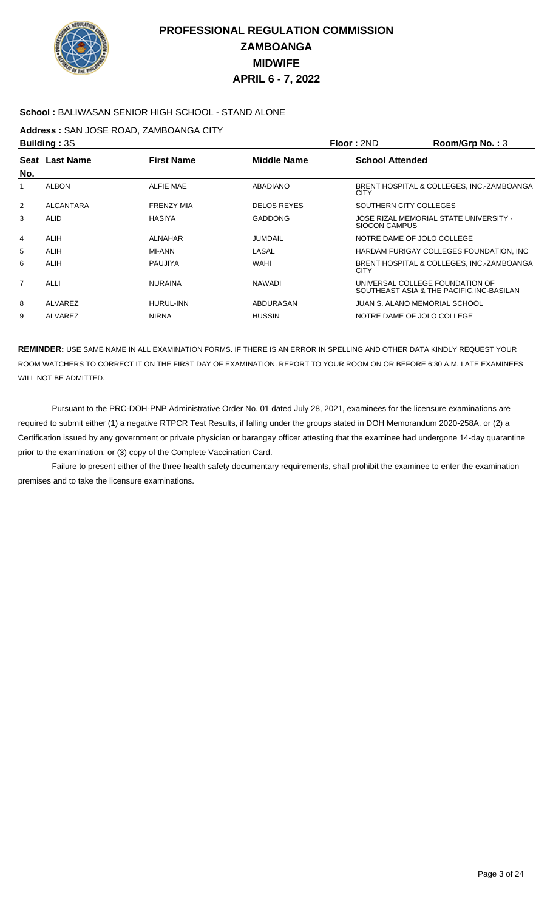# PROFESSIONAL REGULATION COMMISSION
# ZAMBOANGA
# MIDWIFE
# APRIL 6 - 7, 2022

**School :** BALIWASAN SENIOR HIGH SCHOOL - STAND ALONE

**Address :** SAN JOSE ROAD, ZAMBOANGA CITY

**Building :** 3S **Floor :** 2ND **Room/Grp No. :** 3

| Seat No. | Last Name | First Name | Middle Name | School Attended |
|---|---|---|---|---|
| 1 | ALBON | ALFIE MAE | ABADIANO | BRENT HOSPITAL & COLLEGES, INC.-ZAMBOANGA CITY |
| 2 | ALCANTARA | FRENZY MIA | DELOS REYES | SOUTHERN CITY COLLEGES |
| 3 | ALID | HASIYA | GADDONG | JOSE RIZAL MEMORIAL STATE UNIVERSITY - SIOCON CAMPUS |
| 4 | ALIH | ALNAHAR | JUMDAIL | NOTRE DAME OF JOLO COLLEGE |
| 5 | ALIH | MI-ANN | LASAL | HARDAM FURIGAY COLLEGES FOUNDATION, INC |
| 6 | ALIH | PAUJIYA | WAHI | BRENT HOSPITAL & COLLEGES, INC.-ZAMBOANGA CITY |
| 7 | ALLI | NURAINA | NAWADI | UNIVERSAL COLLEGE FOUNDATION OF SOUTHEAST ASIA & THE PACIFIC,INC-BASILAN |
| 8 | ALVAREZ | HURUL-INN | ABDURASAN | JUAN S. ALANO MEMORIAL SCHOOL |
| 9 | ALVAREZ | NIRNA | HUSSIN | NOTRE DAME OF JOLO COLLEGE |

**REMINDER:** USE SAME NAME IN ALL EXAMINATION FORMS. IF THERE IS AN ERROR IN SPELLING AND OTHER DATA KINDLY REQUEST YOUR ROOM WATCHERS TO CORRECT IT ON THE FIRST DAY OF EXAMINATION. REPORT TO YOUR ROOM ON OR BEFORE 6:30 A.M. LATE EXAMINEES WILL NOT BE ADMITTED.

Pursuant to the PRC-DOH-PNP Administrative Order No. 01 dated July 28, 2021, examinees for the licensure examinations are required to submit either (1) a negative RTPCR Test Results, if falling under the groups stated in DOH Memorandum 2020-258A, or (2) a Certification issued by any government or private physician or barangay officer attesting that the examinee had undergone 14-day quarantine prior to the examination, or (3) copy of the Complete Vaccination Card.

Failure to present either of the three health safety documentary requirements, shall prohibit the examinee to enter the examination premises and to take the licensure examinations.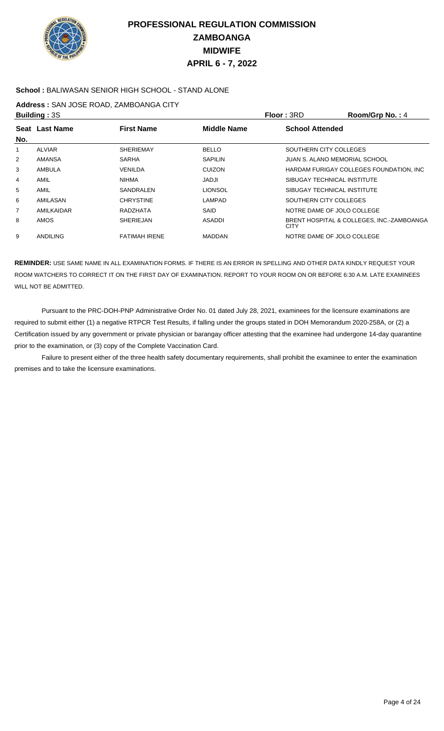# PROFESSIONAL REGULATION COMMISSION
## ZAMBOANGA
## MIDWIFE
## APRIL 6 - 7, 2022

**School :** BALIWASAN SENIOR HIGH SCHOOL - STAND ALONE

**Address :** SAN JOSE ROAD, ZAMBOANGA CITY

**Building :** 3S **Floor :** 3RD **Room/Grp No. :** 4

| Seat No. | Last Name | First Name | Middle Name | School Attended |
|---|---|---|---|---|
| 1 | ALVIAR | SHERIEMAY | BELLO | SOUTHERN CITY COLLEGES |
| 2 | AMANSA | SARHA | SAPILIN | JUAN S. ALANO MEMORIAL SCHOOL |
| 3 | AMBULA | VENILDA | CUIZON | HARDAM FURIGAY COLLEGES FOUNDATION, INC |
| 4 | AMIL | NIHMA | JADJI | SIBUGAY TECHNICAL INSTITUTE |
| 5 | AMIL | SANDRALEN | LIONSOL | SIBUGAY TECHNICAL INSTITUTE |
| 6 | AMILASAN | CHRYSTINE | LAMPAD | SOUTHERN CITY COLLEGES |
| 7 | AMILKAIDAR | RADZHATA | SAID | NOTRE DAME OF JOLO COLLEGE |
| 8 | AMOS | SHERIEJAN | ASADDI | BRENT HOSPITAL & COLLEGES, INC.-ZAMBOANGA CITY |
| 9 | ANDILING | FATIMAH IRENE | MADDAN | NOTRE DAME OF JOLO COLLEGE |

**REMINDER:** USE SAME NAME IN ALL EXAMINATION FORMS. IF THERE IS AN ERROR IN SPELLING AND OTHER DATA KINDLY REQUEST YOUR ROOM WATCHERS TO CORRECT IT ON THE FIRST DAY OF EXAMINATION. REPORT TO YOUR ROOM ON OR BEFORE 6:30 A.M. LATE EXAMINEES WILL NOT BE ADMITTED.

Pursuant to the PRC-DOH-PNP Administrative Order No. 01 dated July 28, 2021, examinees for the licensure examinations are required to submit either (1) a negative RTPCR Test Results, if falling under the groups stated in DOH Memorandum 2020-258A, or (2) a Certification issued by any government or private physician or barangay officer attesting that the examinee had undergone 14-day quarantine prior to the examination, or (3) copy of the Complete Vaccination Card.

Failure to present either of the three health safety documentary requirements, shall prohibit the examinee to enter the examination premises and to take the licensure examinations.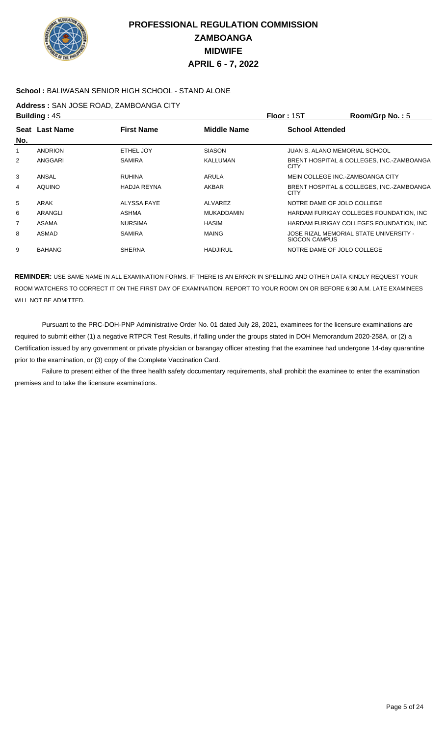# PROFESSIONAL REGULATION COMMISSION
# ZAMBOANGA
# MIDWIFE
# APRIL 6 - 7, 2022

**School :** BALIWASAN SENIOR HIGH SCHOOL - STAND ALONE

**Address :** SAN JOSE ROAD, ZAMBOANGA CITY

**Building :** 4S | **Floor :** 1ST | **Room/Grp No. :** 5

| Seat No. | Last Name | First Name | Middle Name | School Attended |
|---|---|---|---|---|
| 1 | ANDRION | ETHEL JOY | SIASON | JUAN S. ALANO MEMORIAL SCHOOL |
| 2 | ANGGARI | SAMIRA | KALLUMAN | BRENT HOSPITAL & COLLEGES, INC.-ZAMBOANGA CITY |
| 3 | ANSAL | RUHINA | ARULA | MEIN COLLEGE INC.-ZAMBOANGA CITY |
| 4 | AQUINO | HADJA REYNA | AKBAR | BRENT HOSPITAL & COLLEGES, INC.-ZAMBOANGA CITY |
| 5 | ARAK | ALYSSA FAYE | ALVAREZ | NOTRE DAME OF JOLO COLLEGE |
| 6 | ARANGLI | ASHMA | MUKADDAMIN | HARDAM FURIGAY COLLEGES FOUNDATION, INC |
| 7 | ASAMA | NURSIMA | HASIM | HARDAM FURIGAY COLLEGES FOUNDATION, INC |
| 8 | ASMAD | SAMIRA | MAING | JOSE RIZAL MEMORIAL STATE UNIVERSITY - SIOCON CAMPUS |
| 9 | BAHANG | SHERNA | HADJIRUL | NOTRE DAME OF JOLO COLLEGE |

**REMINDER:** USE SAME NAME IN ALL EXAMINATION FORMS. IF THERE IS AN ERROR IN SPELLING AND OTHER DATA KINDLY REQUEST YOUR ROOM WATCHERS TO CORRECT IT ON THE FIRST DAY OF EXAMINATION. REPORT TO YOUR ROOM ON OR BEFORE 6:30 A.M. LATE EXAMINEES WILL NOT BE ADMITTED.

Pursuant to the PRC-DOH-PNP Administrative Order No. 01 dated July 28, 2021, examinees for the licensure examinations are required to submit either (1) a negative RTPCR Test Results, if falling under the groups stated in DOH Memorandum 2020-258A, or (2) a Certification issued by any government or private physician or barangay officer attesting that the examinee had undergone 14-day quarantine prior to the examination, or (3) copy of the Complete Vaccination Card.

Failure to present either of the three health safety documentary requirements, shall prohibit the examinee to enter the examination premises and to take the licensure examinations.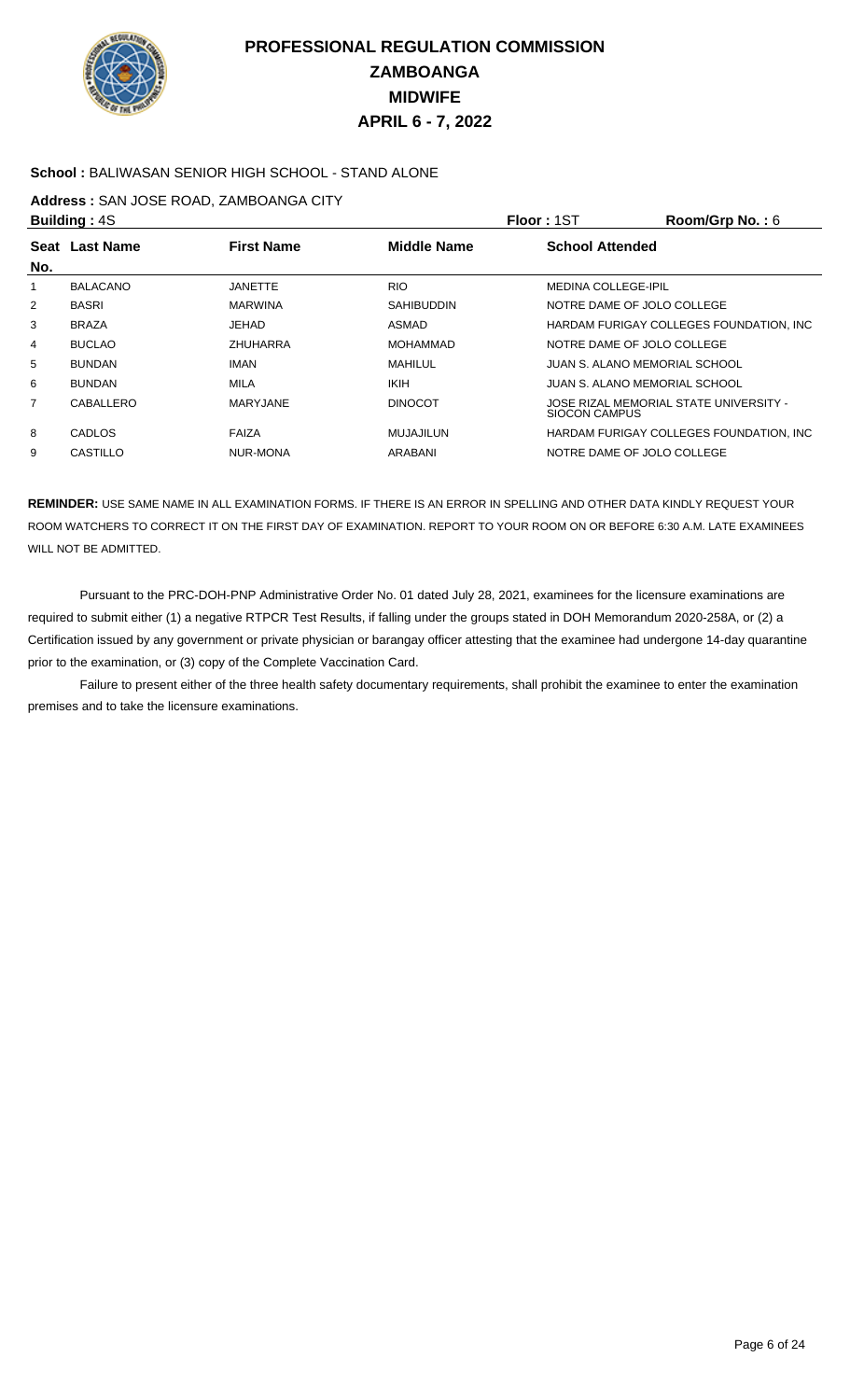# PROFESSIONAL REGULATION COMMISSION
# ZAMBOANGA
# MIDWIFE
# APRIL 6 - 7, 2022

**School :** BALIWASAN SENIOR HIGH SCHOOL - STAND ALONE

**Address :** SAN JOSE ROAD, ZAMBOANGA CITY

**Building :** 4S **Floor :** 1ST **Room/Grp No. :** 6

| Seat No. | Last Name | First Name | Middle Name | School Attended |
|---|---|---|---|---|
| 1 | BALACANO | JANETTE | RIO | MEDINA COLLEGE-IPIL |
| 2 | BASRI | MARWINA | SAHIBUDDIN | NOTRE DAME OF JOLO COLLEGE |
| 3 | BRAZA | JEHAD | ASMAD | HARDAM FURIGAY COLLEGES FOUNDATION, INC |
| 4 | BUCLAO | ZHUHARRA | MOHAMMAD | NOTRE DAME OF JOLO COLLEGE |
| 5 | BUNDAN | IMAN | MAHILUL | JUAN S. ALANO MEMORIAL SCHOOL |
| 6 | BUNDAN | MILA | IKIH | JUAN S. ALANO MEMORIAL SCHOOL |
| 7 | CABALLERO | MARYJANE | DINOCOT | JOSE RIZAL MEMORIAL STATE UNIVERSITY - SIOCON CAMPUS |
| 8 | CADLOS | FAIZA | MUJAJILUN | HARDAM FURIGAY COLLEGES FOUNDATION, INC |
| 9 | CASTILLO | NUR-MONA | ARABANI | NOTRE DAME OF JOLO COLLEGE |

**REMINDER:** USE SAME NAME IN ALL EXAMINATION FORMS. IF THERE IS AN ERROR IN SPELLING AND OTHER DATA KINDLY REQUEST YOUR ROOM WATCHERS TO CORRECT IT ON THE FIRST DAY OF EXAMINATION. REPORT TO YOUR ROOM ON OR BEFORE 6:30 A.M. LATE EXAMINEES WILL NOT BE ADMITTED.

Pursuant to the PRC-DOH-PNP Administrative Order No. 01 dated July 28, 2021, examinees for the licensure examinations are required to submit either (1) a negative RTPCR Test Results, if falling under the groups stated in DOH Memorandum 2020-258A, or (2) a Certification issued by any government or private physician or barangay officer attesting that the examinee had undergone 14-day quarantine prior to the examination, or (3) copy of the Complete Vaccination Card.

Failure to present either of the three health safety documentary requirements, shall prohibit the examinee to enter the examination premises and to take the licensure examinations.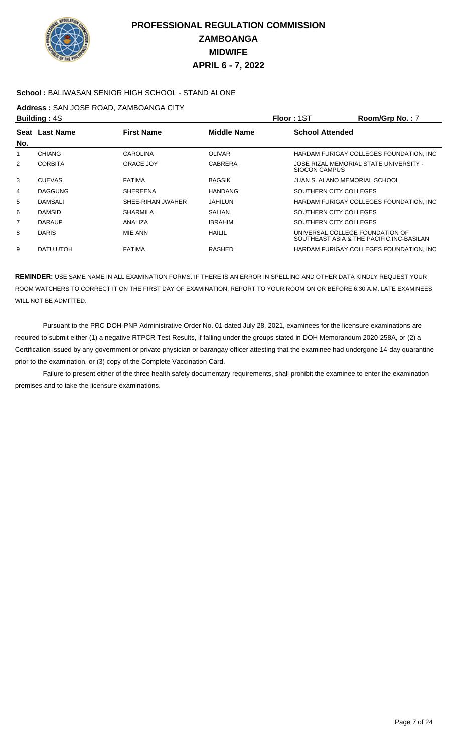# PROFESSIONAL REGULATION COMMISSION
## ZAMBOANGA
## MIDWIFE
## APRIL 6 - 7, 2022

**School :** BALIWASAN SENIOR HIGH SCHOOL - STAND ALONE

**Address :** SAN JOSE ROAD, ZAMBOANGA CITY

**Building :** 4S **Floor :** 1ST **Room/Grp No. :** 7

| Seat No. | Last Name | First Name | Middle Name | School Attended |
|---|---|---|---|---|
| 1 | CHIANG | CAROLINA | OLIVAR | HARDAM FURIGAY COLLEGES FOUNDATION, INC |
| 2 | CORBITA | GRACE JOY | CABRERA | JOSE RIZAL MEMORIAL STATE UNIVERSITY - SIOCON CAMPUS |
| 3 | CUEVAS | FATIMA | BAGSIK | JUAN S. ALANO MEMORIAL SCHOOL |
| 4 | DAGGUNG | SHEREENA | HANDANG | SOUTHERN CITY COLLEGES |
| 5 | DAMSALI | SHEE-RIHAN JWAHER | JAHILUN | HARDAM FURIGAY COLLEGES FOUNDATION, INC |
| 6 | DAMSID | SHARMILA | SALIAN | SOUTHERN CITY COLLEGES |
| 7 | DARAUP | ANALIZA | IBRAHIM | SOUTHERN CITY COLLEGES |
| 8 | DARIS | MIE ANN | HAILIL | UNIVERSAL COLLEGE FOUNDATION OF SOUTHEAST ASIA & THE PACIFIC,INC-BASILAN |
| 9 | DATU UTOH | FATIMA | RASHED | HARDAM FURIGAY COLLEGES FOUNDATION, INC |

**REMINDER:** USE SAME NAME IN ALL EXAMINATION FORMS. IF THERE IS AN ERROR IN SPELLING AND OTHER DATA KINDLY REQUEST YOUR ROOM WATCHERS TO CORRECT IT ON THE FIRST DAY OF EXAMINATION. REPORT TO YOUR ROOM ON OR BEFORE 6:30 A.M. LATE EXAMINEES WILL NOT BE ADMITTED.

Pursuant to the PRC-DOH-PNP Administrative Order No. 01 dated July 28, 2021, examinees for the licensure examinations are required to submit either (1) a negative RTPCR Test Results, if falling under the groups stated in DOH Memorandum 2020-258A, or (2) a Certification issued by any government or private physician or barangay officer attesting that the examinee had undergone 14-day quarantine prior to the examination, or (3) copy of the Complete Vaccination Card.

Failure to present either of the three health safety documentary requirements, shall prohibit the examinee to enter the examination premises and to take the licensure examinations.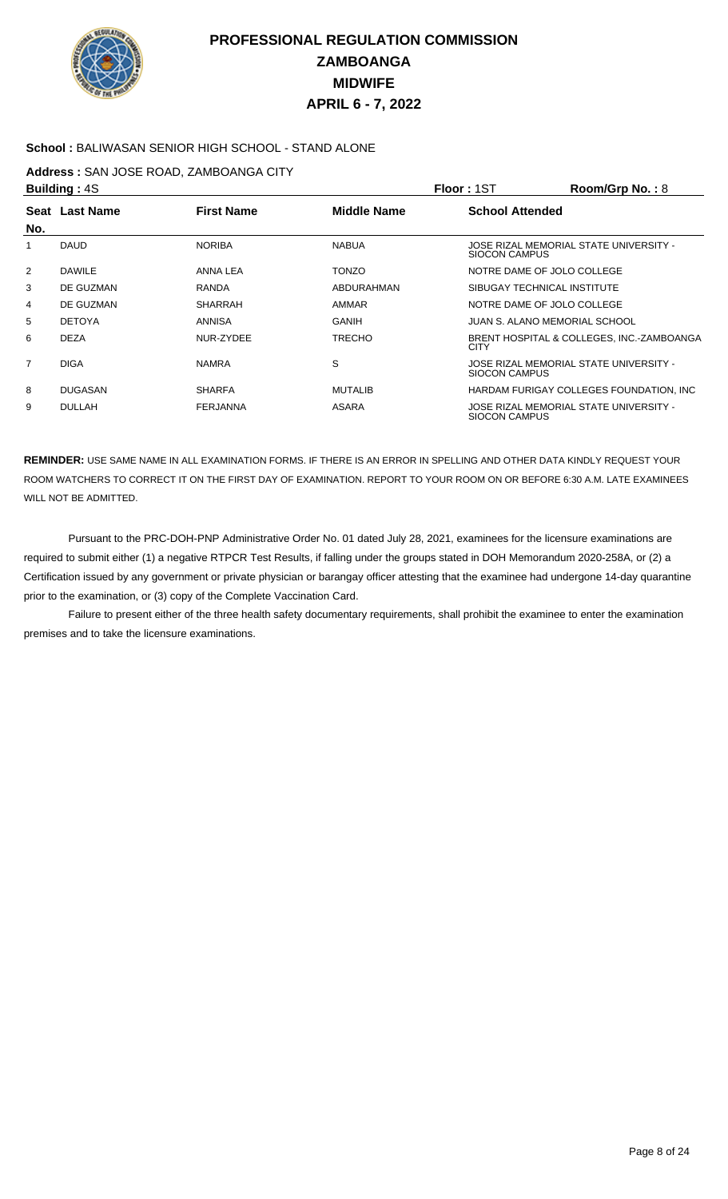# PROFESSIONAL REGULATION COMMISSION
## ZAMBOANGA
## MIDWIFE
## APRIL 6 - 7, 2022

**School :** BALIWASAN SENIOR HIGH SCHOOL - STAND ALONE

**Address :** SAN JOSE ROAD, ZAMBOANGA CITY

**Building :** 4S **Floor :** 1ST **Room/Grp No. :** 8

| Seat No. | Last Name | First Name | Middle Name | School Attended |
|---|---|---|---|---|
| 1 | DAUD | NORIBA | NABUA | JOSE RIZAL MEMORIAL STATE UNIVERSITY - SIOCON CAMPUS |
| 2 | DAWILE | ANNA LEA | TONZO | NOTRE DAME OF JOLO COLLEGE |
| 3 | DE GUZMAN | RANDA | ABDURAHMAN | SIBUGAY TECHNICAL INSTITUTE |
| 4 | DE GUZMAN | SHARRAH | AMMAR | NOTRE DAME OF JOLO COLLEGE |
| 5 | DETOYA | ANNISA | GANIH | JUAN S. ALANO MEMORIAL SCHOOL |
| 6 | DEZA | NUR-ZYDEE | TRECHO | BRENT HOSPITAL & COLLEGES, INC.-ZAMBOANGA CITY |
| 7 | DIGA | NAMRA | S | JOSE RIZAL MEMORIAL STATE UNIVERSITY - SIOCON CAMPUS |
| 8 | DUGASAN | SHARFA | MUTALIB | HARDAM FURIGAY COLLEGES FOUNDATION, INC |
| 9 | DULLAH | FERJANNA | ASARA | JOSE RIZAL MEMORIAL STATE UNIVERSITY - SIOCON CAMPUS |

**REMINDER:** USE SAME NAME IN ALL EXAMINATION FORMS. IF THERE IS AN ERROR IN SPELLING AND OTHER DATA KINDLY REQUEST YOUR ROOM WATCHERS TO CORRECT IT ON THE FIRST DAY OF EXAMINATION. REPORT TO YOUR ROOM ON OR BEFORE 6:30 A.M. LATE EXAMINEES WILL NOT BE ADMITTED.

Pursuant to the PRC-DOH-PNP Administrative Order No. 01 dated July 28, 2021, examinees for the licensure examinations are required to submit either (1) a negative RTPCR Test Results, if falling under the groups stated in DOH Memorandum 2020-258A, or (2) a Certification issued by any government or private physician or barangay officer attesting that the examinee had undergone 14-day quarantine prior to the examination, or (3) copy of the Complete Vaccination Card.

Failure to present either of the three health safety documentary requirements, shall prohibit the examinee to enter the examination premises and to take the licensure examinations.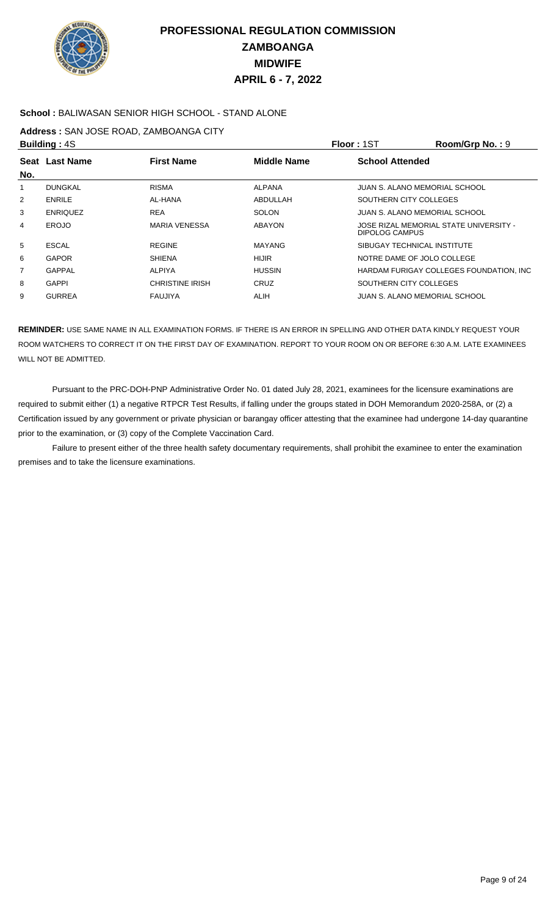# PROFESSIONAL REGULATION COMMISSION
# ZAMBOANGA
# MIDWIFE
# APRIL 6 - 7, 2022

**School :** BALIWASAN SENIOR HIGH SCHOOL - STAND ALONE

**Address :** SAN JOSE ROAD, ZAMBOANGA CITY

**Building :** 4S **Floor :** 1ST **Room/Grp No. :** 9

| Seat No. | Last Name | First Name | Middle Name | School Attended |
|---|---|---|---|---|
| 1 | DUNGKAL | RISMA | ALPANA | JUAN S. ALANO MEMORIAL SCHOOL |
| 2 | ENRILE | AL-HANA | ABDULLAH | SOUTHERN CITY COLLEGES |
| 3 | ENRIQUEZ | REA | SOLON | JUAN S. ALANO MEMORIAL SCHOOL |
| 4 | EROJO | MARIA VENESSA | ABAYON | JOSE RIZAL MEMORIAL STATE UNIVERSITY - DIPOLOG CAMPUS |
| 5 | ESCAL | REGINE | MAYANG | SIBUGAY TECHNICAL INSTITUTE |
| 6 | GAPOR | SHIENA | HIJIR | NOTRE DAME OF JOLO COLLEGE |
| 7 | GAPPAL | ALPIYA | HUSSIN | HARDAM FURIGAY COLLEGES FOUNDATION, INC |
| 8 | GAPPI | CHRISTINE IRISH | CRUZ | SOUTHERN CITY COLLEGES |
| 9 | GURREA | FAUJIYA | ALIH | JUAN S. ALANO MEMORIAL SCHOOL |

**REMINDER:** USE SAME NAME IN ALL EXAMINATION FORMS. IF THERE IS AN ERROR IN SPELLING AND OTHER DATA KINDLY REQUEST YOUR ROOM WATCHERS TO CORRECT IT ON THE FIRST DAY OF EXAMINATION. REPORT TO YOUR ROOM ON OR BEFORE 6:30 A.M. LATE EXAMINEES WILL NOT BE ADMITTED.

Pursuant to the PRC-DOH-PNP Administrative Order No. 01 dated July 28, 2021, examinees for the licensure examinations are required to submit either (1) a negative RTPCR Test Results, if falling under the groups stated in DOH Memorandum 2020-258A, or (2) a Certification issued by any government or private physician or barangay officer attesting that the examinee had undergone 14-day quarantine prior to the examination, or (3) copy of the Complete Vaccination Card.

Failure to present either of the three health safety documentary requirements, shall prohibit the examinee to enter the examination premises and to take the licensure examinations.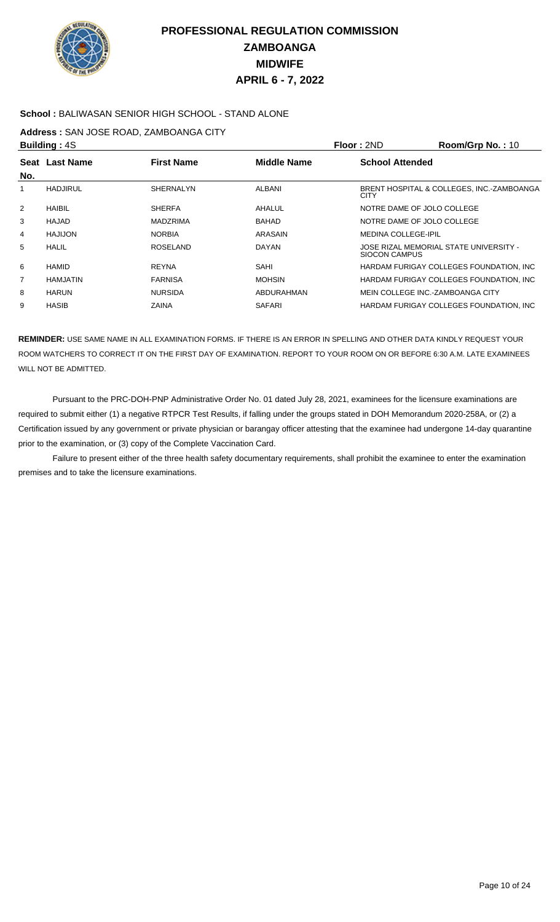# PROFESSIONAL REGULATION COMMISSION
# ZAMBOANGA
# MIDWIFE
# APRIL 6 - 7, 2022

**School :** BALIWASAN SENIOR HIGH SCHOOL - STAND ALONE

**Address :** SAN JOSE ROAD, ZAMBOANGA CITY

**Building :** 4S　　**Floor :** 2ND　　**Room/Grp No. :** 10

| Seat No. | Last Name | First Name | Middle Name | School Attended |
|---|---|---|---|---|
| 1 | HADJIRUL | SHERNALYN | ALBANI | BRENT HOSPITAL & COLLEGES, INC.-ZAMBOANGA CITY |
| 2 | HAIBIL | SHERFA | AHALUL | NOTRE DAME OF JOLO COLLEGE |
| 3 | HAJAD | MADZRIMA | BAHAD | NOTRE DAME OF JOLO COLLEGE |
| 4 | HAJIJON | NORBIA | ARASAIN | MEDINA COLLEGE-IPIL |
| 5 | HALIL | ROSELAND | DAYAN | JOSE RIZAL MEMORIAL STATE UNIVERSITY - SIOCON CAMPUS |
| 6 | HAMID | REYNA | SAHI | HARDAM FURIGAY COLLEGES FOUNDATION, INC |
| 7 | HAMJATIN | FARNISA | MOHSIN | HARDAM FURIGAY COLLEGES FOUNDATION, INC |
| 8 | HARUN | NURSIDA | ABDURAHMAN | MEIN COLLEGE INC.-ZAMBOANGA CITY |
| 9 | HASIB | ZAINA | SAFARI | HARDAM FURIGAY COLLEGES FOUNDATION, INC |

**REMINDER:** USE SAME NAME IN ALL EXAMINATION FORMS. IF THERE IS AN ERROR IN SPELLING AND OTHER DATA KINDLY REQUEST YOUR ROOM WATCHERS TO CORRECT IT ON THE FIRST DAY OF EXAMINATION. REPORT TO YOUR ROOM ON OR BEFORE 6:30 A.M. LATE EXAMINEES WILL NOT BE ADMITTED.

Pursuant to the PRC-DOH-PNP Administrative Order No. 01 dated July 28, 2021, examinees for the licensure examinations are required to submit either (1) a negative RTPCR Test Results, if falling under the groups stated in DOH Memorandum 2020-258A, or (2) a Certification issued by any government or private physician or barangay officer attesting that the examinee had undergone 14-day quarantine prior to the examination, or (3) copy of the Complete Vaccination Card.

Failure to present either of the three health safety documentary requirements, shall prohibit the examinee to enter the examination premises and to take the licensure examinations.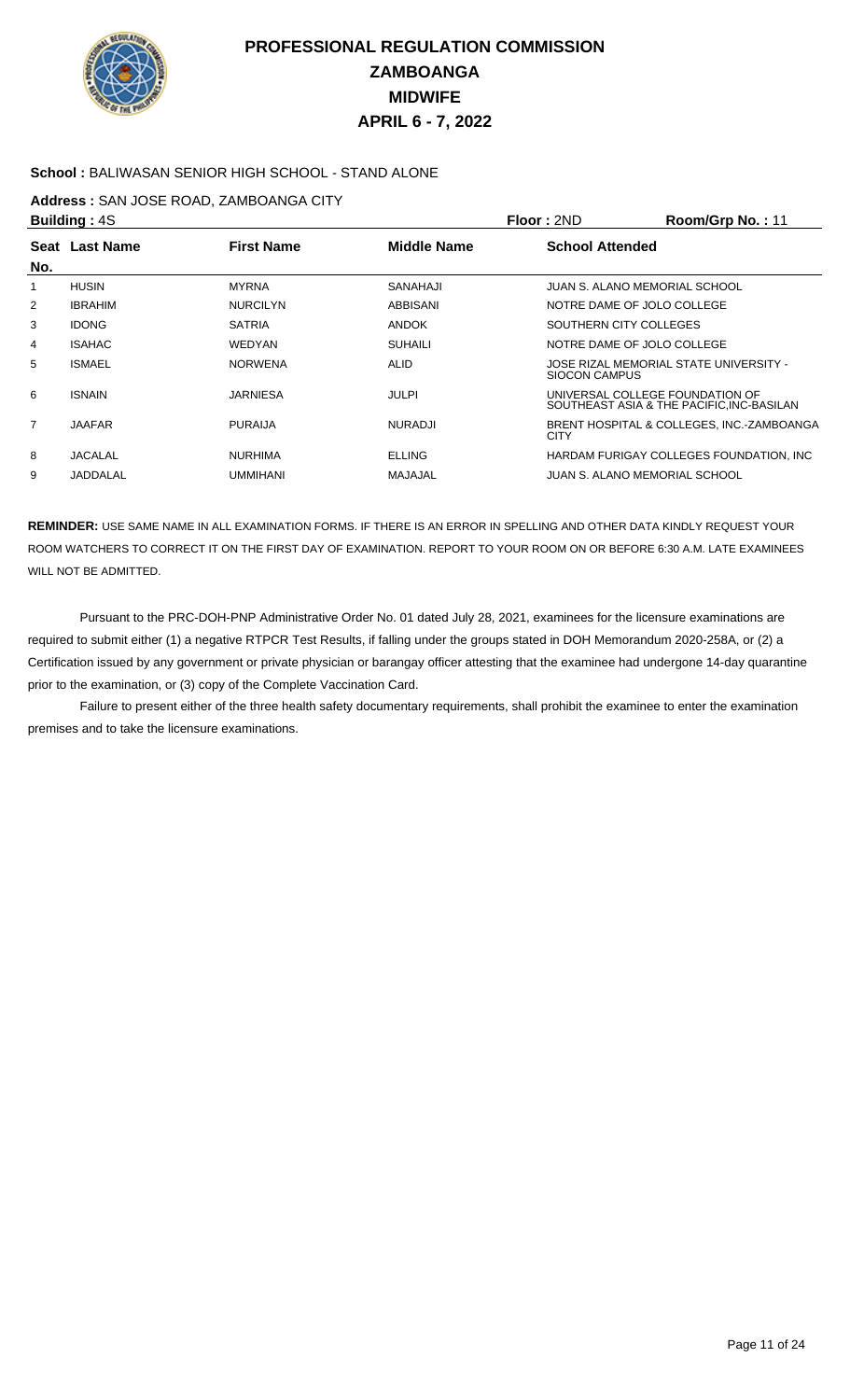# PROFESSIONAL REGULATION COMMISSION
## ZAMBOANGA
## MIDWIFE
## APRIL 6 - 7, 2022

**School :** BALIWASAN SENIOR HIGH SCHOOL - STAND ALONE

**Address :** SAN JOSE ROAD, ZAMBOANGA CITY

**Building :** 4S **Floor :** 2ND **Room/Grp No. :** 11

| Seat No. | Last Name | First Name | Middle Name | School Attended |
|---|---|---|---|---|
| 1 | HUSIN | MYRNA | SANAHAJI | JUAN S. ALANO MEMORIAL SCHOOL |
| 2 | IBRAHIM | NURCILYN | ABBISANI | NOTRE DAME OF JOLO COLLEGE |
| 3 | IDONG | SATRIA | ANDOK | SOUTHERN CITY COLLEGES |
| 4 | ISAHAC | WEDYAN | SUHAILI | NOTRE DAME OF JOLO COLLEGE |
| 5 | ISMAEL | NORWENA | ALID | JOSE RIZAL MEMORIAL STATE UNIVERSITY - SIOCON CAMPUS |
| 6 | ISNAIN | JARNIESA | JULPI | UNIVERSAL COLLEGE FOUNDATION OF SOUTHEAST ASIA & THE PACIFIC,INC-BASILAN |
| 7 | JAAFAR | PURAIJA | NURADJI | BRENT HOSPITAL & COLLEGES, INC.-ZAMBOANGA CITY |
| 8 | JACALAL | NURHIMA | ELLING | HARDAM FURIGAY COLLEGES FOUNDATION, INC |
| 9 | JADDALAL | UMMIHANI | MAJAJAL | JUAN S. ALANO MEMORIAL SCHOOL |

**REMINDER:** USE SAME NAME IN ALL EXAMINATION FORMS. IF THERE IS AN ERROR IN SPELLING AND OTHER DATA KINDLY REQUEST YOUR ROOM WATCHERS TO CORRECT IT ON THE FIRST DAY OF EXAMINATION. REPORT TO YOUR ROOM ON OR BEFORE 6:30 A.M. LATE EXAMINEES WILL NOT BE ADMITTED.

Pursuant to the PRC-DOH-PNP Administrative Order No. 01 dated July 28, 2021, examinees for the licensure examinations are required to submit either (1) a negative RTPCR Test Results, if falling under the groups stated in DOH Memorandum 2020-258A, or (2) a Certification issued by any government or private physician or barangay officer attesting that the examinee had undergone 14-day quarantine prior to the examination, or (3) copy of the Complete Vaccination Card.

Failure to present either of the three health safety documentary requirements, shall prohibit the examinee to enter the examination premises and to take the licensure examinations.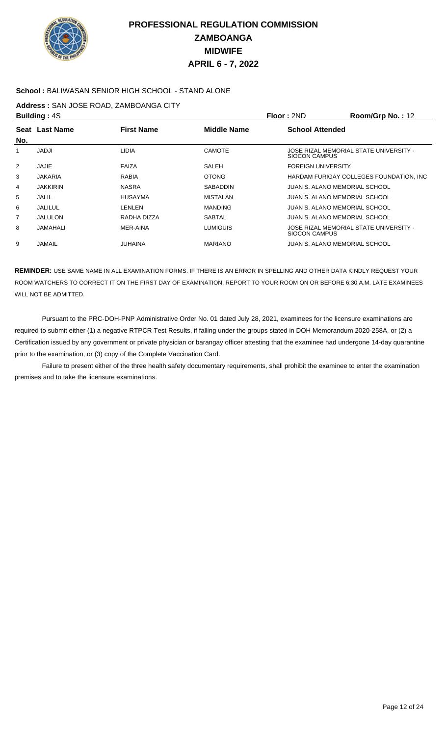# PROFESSIONAL REGULATION COMMISSION
## ZAMBOANGA
## MIDWIFE
## APRIL 6 - 7, 2022

**School :** BALIWASAN SENIOR HIGH SCHOOL - STAND ALONE

**Address :** SAN JOSE ROAD, ZAMBOANGA CITY

**Building :** 4S **Floor :** 2ND **Room/Grp No. :** 12

| Seat No. | Last Name | First Name | Middle Name | School Attended |
|---|---|---|---|---|
| 1 | JADJI | LIDIA | CAMOTE | JOSE RIZAL MEMORIAL STATE UNIVERSITY - SIOCON CAMPUS |
| 2 | JAJIE | FAIZA | SALEH | FOREIGN UNIVERSITY |
| 3 | JAKARIA | RABIA | OTONG | HARDAM FURIGAY COLLEGES FOUNDATION, INC |
| 4 | JAKKIRIN | NASRA | SABADDIN | JUAN S. ALANO MEMORIAL SCHOOL |
| 5 | JALIL | HUSAYMA | MISTALAN | JUAN S. ALANO MEMORIAL SCHOOL |
| 6 | JALILUL | LENLEN | MANDING | JUAN S. ALANO MEMORIAL SCHOOL |
| 7 | JALULON | RADHA DIZZA | SABTAL | JUAN S. ALANO MEMORIAL SCHOOL |
| 8 | JAMAHALI | MER-AINA | LUMIGUIS | JOSE RIZAL MEMORIAL STATE UNIVERSITY - SIOCON CAMPUS |
| 9 | JAMAIL | JUHAINA | MARIANO | JUAN S. ALANO MEMORIAL SCHOOL |

**REMINDER:** USE SAME NAME IN ALL EXAMINATION FORMS. IF THERE IS AN ERROR IN SPELLING AND OTHER DATA KINDLY REQUEST YOUR ROOM WATCHERS TO CORRECT IT ON THE FIRST DAY OF EXAMINATION. REPORT TO YOUR ROOM ON OR BEFORE 6:30 A.M. LATE EXAMINEES WILL NOT BE ADMITTED.

Pursuant to the PRC-DOH-PNP Administrative Order No. 01 dated July 28, 2021, examinees for the licensure examinations are required to submit either (1) a negative RTPCR Test Results, if falling under the groups stated in DOH Memorandum 2020-258A, or (2) a Certification issued by any government or private physician or barangay officer attesting that the examinee had undergone 14-day quarantine prior to the examination, or (3) copy of the Complete Vaccination Card.

Failure to present either of the three health safety documentary requirements, shall prohibit the examinee to enter the examination premises and to take the licensure examinations.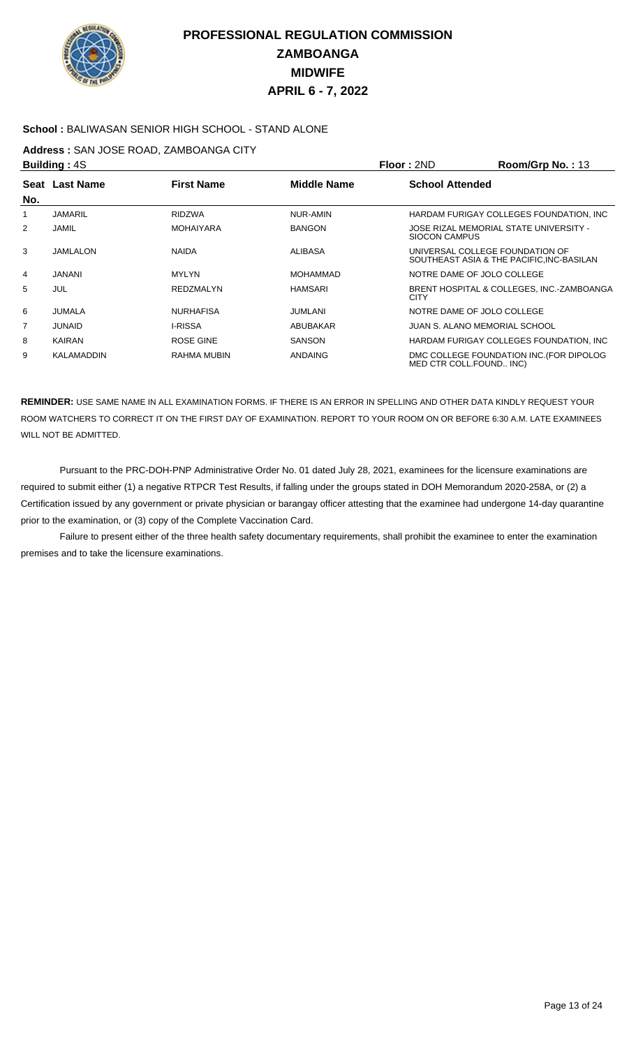# PROFESSIONAL REGULATION COMMISSION
## ZAMBOANGA
## MIDWIFE
## APRIL 6 - 7, 2022

**School :** BALIWASAN SENIOR HIGH SCHOOL - STAND ALONE

**Address :** SAN JOSE ROAD, ZAMBOANGA CITY

**Building :** 4S **Floor :** 2ND **Room/Grp No. :** 13

| Seat No. | Last Name | First Name | Middle Name | School Attended |
|---|---|---|---|---|
| 1 | JAMARIL | RIDZWA | NUR-AMIN | HARDAM FURIGAY COLLEGES FOUNDATION, INC |
| 2 | JAMIL | MOHAIYARA | BANGON | JOSE RIZAL MEMORIAL STATE UNIVERSITY - SIOCON CAMPUS |
| 3 | JAMLALON | NAIDA | ALIBASA | UNIVERSAL COLLEGE FOUNDATION OF SOUTHEAST ASIA & THE PACIFIC,INC-BASILAN |
| 4 | JANANI | MYLYN | MOHAMMAD | NOTRE DAME OF JOLO COLLEGE |
| 5 | JUL | REDZMALYN | HAMSARI | BRENT HOSPITAL & COLLEGES, INC.-ZAMBOANGA CITY |
| 6 | JUMALA | NURHAFISA | JUMLANI | NOTRE DAME OF JOLO COLLEGE |
| 7 | JUNAID | I-RISSA | ABUBAKAR | JUAN S. ALANO MEMORIAL SCHOOL |
| 8 | KAIRAN | ROSE GINE | SANSON | HARDAM FURIGAY COLLEGES FOUNDATION, INC |
| 9 | KALAMADDIN | RAHMA MUBIN | ANDAING | DMC COLLEGE FOUNDATION INC.(FOR DIPOLOG MED CTR COLL.FOUND.. INC) |

**REMINDER:** USE SAME NAME IN ALL EXAMINATION FORMS. IF THERE IS AN ERROR IN SPELLING AND OTHER DATA KINDLY REQUEST YOUR ROOM WATCHERS TO CORRECT IT ON THE FIRST DAY OF EXAMINATION. REPORT TO YOUR ROOM ON OR BEFORE 6:30 A.M. LATE EXAMINEES WILL NOT BE ADMITTED.

Pursuant to the PRC-DOH-PNP Administrative Order No. 01 dated July 28, 2021, examinees for the licensure examinations are required to submit either (1) a negative RTPCR Test Results, if falling under the groups stated in DOH Memorandum 2020-258A, or (2) a Certification issued by any government or private physician or barangay officer attesting that the examinee had undergone 14-day quarantine prior to the examination, or (3) copy of the Complete Vaccination Card.

Failure to present either of the three health safety documentary requirements, shall prohibit the examinee to enter the examination premises and to take the licensure examinations.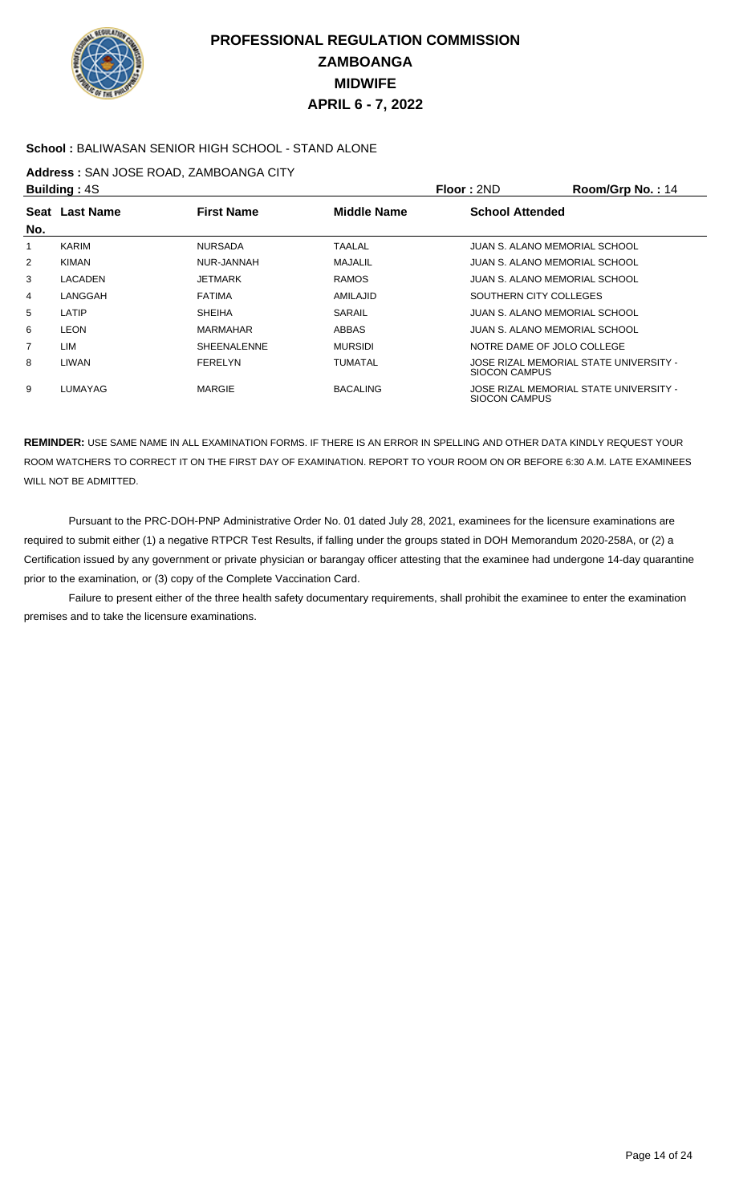# PROFESSIONAL REGULATION COMMISSION
## ZAMBOANGA
## MIDWIFE
## APRIL 6 - 7, 2022

**School :** BALIWASAN SENIOR HIGH SCHOOL - STAND ALONE

**Address :** SAN JOSE ROAD, ZAMBOANGA CITY

**Building :** 4S **Floor :** 2ND **Room/Grp No. :** 14

| Seat No. | Last Name | First Name | Middle Name | School Attended |
|---|---|---|---|---|
| 1 | KARIM | NURSADA | TAALAL | JUAN S. ALANO MEMORIAL SCHOOL |
| 2 | KIMAN | NUR-JANNAH | MAJALIL | JUAN S. ALANO MEMORIAL SCHOOL |
| 3 | LACADEN | JETMARK | RAMOS | JUAN S. ALANO MEMORIAL SCHOOL |
| 4 | LANGGAH | FATIMA | AMILAJID | SOUTHERN CITY COLLEGES |
| 5 | LATIP | SHEIHA | SARAIL | JUAN S. ALANO MEMORIAL SCHOOL |
| 6 | LEON | MARMAHAR | ABBAS | JUAN S. ALANO MEMORIAL SCHOOL |
| 7 | LIM | SHEENALENNE | MURSIDI | NOTRE DAME OF JOLO COLLEGE |
| 8 | LIWAN | FERELYN | TUMATAL | JOSE RIZAL MEMORIAL STATE UNIVERSITY - SIOCON CAMPUS |
| 9 | LUMAYAG | MARGIE | BACALING | JOSE RIZAL MEMORIAL STATE UNIVERSITY - SIOCON CAMPUS |

**REMINDER:** USE SAME NAME IN ALL EXAMINATION FORMS. IF THERE IS AN ERROR IN SPELLING AND OTHER DATA KINDLY REQUEST YOUR ROOM WATCHERS TO CORRECT IT ON THE FIRST DAY OF EXAMINATION. REPORT TO YOUR ROOM ON OR BEFORE 6:30 A.M. LATE EXAMINEES WILL NOT BE ADMITTED.

Pursuant to the PRC-DOH-PNP Administrative Order No. 01 dated July 28, 2021, examinees for the licensure examinations are required to submit either (1) a negative RTPCR Test Results, if falling under the groups stated in DOH Memorandum 2020-258A, or (2) a Certification issued by any government or private physician or barangay officer attesting that the examinee had undergone 14-day quarantine prior to the examination, or (3) copy of the Complete Vaccination Card.

Failure to present either of the three health safety documentary requirements, shall prohibit the examinee to enter the examination premises and to take the licensure examinations.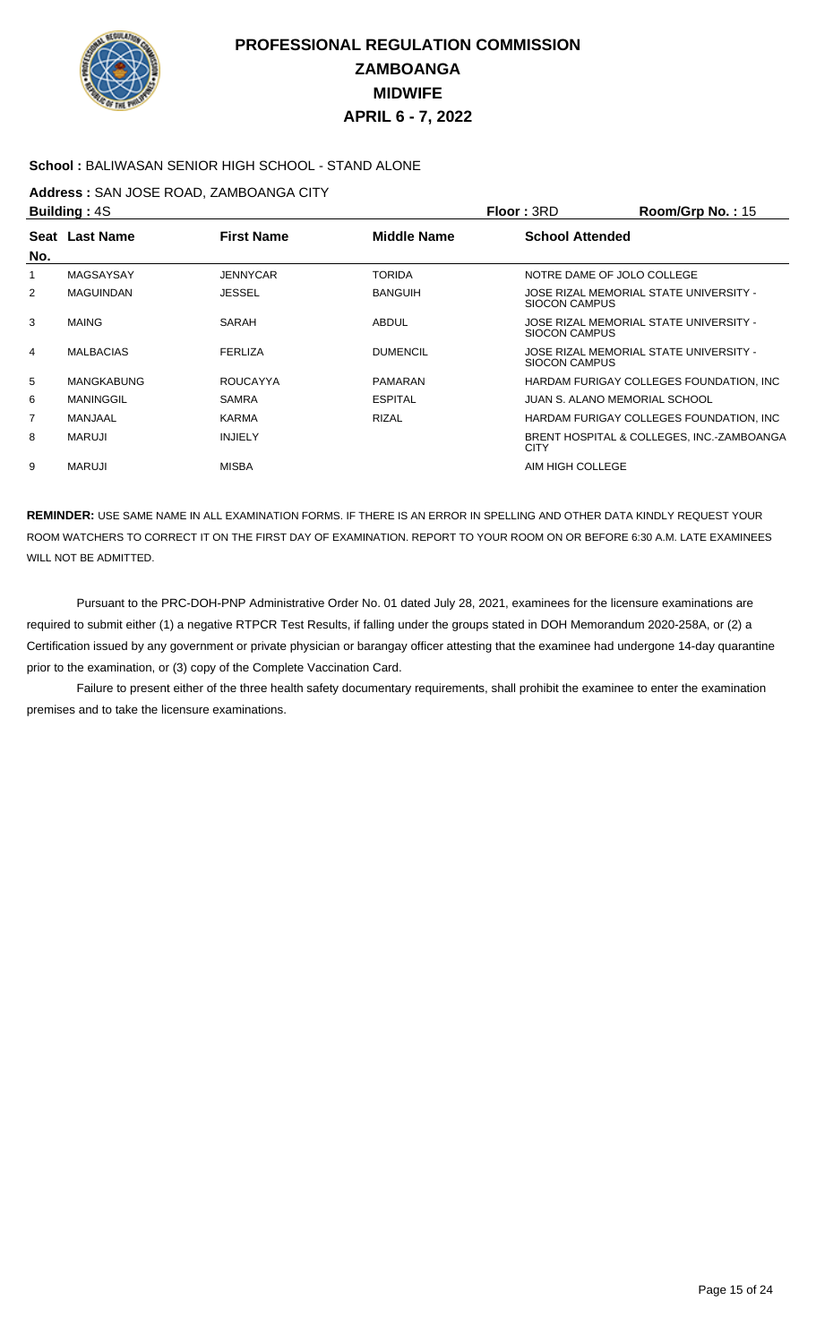# PROFESSIONAL REGULATION COMMISSION
# ZAMBOANGA
# MIDWIFE
# APRIL 6 - 7, 2022

**School :** BALIWASAN SENIOR HIGH SCHOOL - STAND ALONE

**Address :** SAN JOSE ROAD, ZAMBOANGA CITY

**Building :** 4S **Floor :** 3RD **Room/Grp No. :** 15

| Seat No. | Last Name | First Name | Middle Name | School Attended |
|---|---|---|---|---|
| 1 | MAGSAYSAY | JENNYCAR | TORIDA | NOTRE DAME OF JOLO COLLEGE |
| 2 | MAGUINDAN | JESSEL | BANGUIH | JOSE RIZAL MEMORIAL STATE UNIVERSITY - SIOCON CAMPUS |
| 3 | MAING | SARAH | ABDUL | JOSE RIZAL MEMORIAL STATE UNIVERSITY - SIOCON CAMPUS |
| 4 | MALBACIAS | FERLIZA | DUMENCIL | JOSE RIZAL MEMORIAL STATE UNIVERSITY - SIOCON CAMPUS |
| 5 | MANGKABUNG | ROUCAYYA | PAMARAN | HARDAM FURIGAY COLLEGES FOUNDATION, INC |
| 6 | MANINGGIL | SAMRA | ESPITAL | JUAN S. ALANO MEMORIAL SCHOOL |
| 7 | MANJAAL | KARMA | RIZAL | HARDAM FURIGAY COLLEGES FOUNDATION, INC |
| 8 | MARUJI | INJIELY | | BRENT HOSPITAL & COLLEGES, INC.-ZAMBOANGA CITY |
| 9 | MARUJI | MISBA | | AIM HIGH COLLEGE |

**REMINDER:** USE SAME NAME IN ALL EXAMINATION FORMS. IF THERE IS AN ERROR IN SPELLING AND OTHER DATA KINDLY REQUEST YOUR ROOM WATCHERS TO CORRECT IT ON THE FIRST DAY OF EXAMINATION. REPORT TO YOUR ROOM ON OR BEFORE 6:30 A.M. LATE EXAMINEES WILL NOT BE ADMITTED.

Pursuant to the PRC-DOH-PNP Administrative Order No. 01 dated July 28, 2021, examinees for the licensure examinations are required to submit either (1) a negative RTPCR Test Results, if falling under the groups stated in DOH Memorandum 2020-258A, or (2) a Certification issued by any government or private physician or barangay officer attesting that the examinee had undergone 14-day quarantine prior to the examination, or (3) copy of the Complete Vaccination Card.

Failure to present either of the three health safety documentary requirements, shall prohibit the examinee to enter the examination premises and to take the licensure examinations.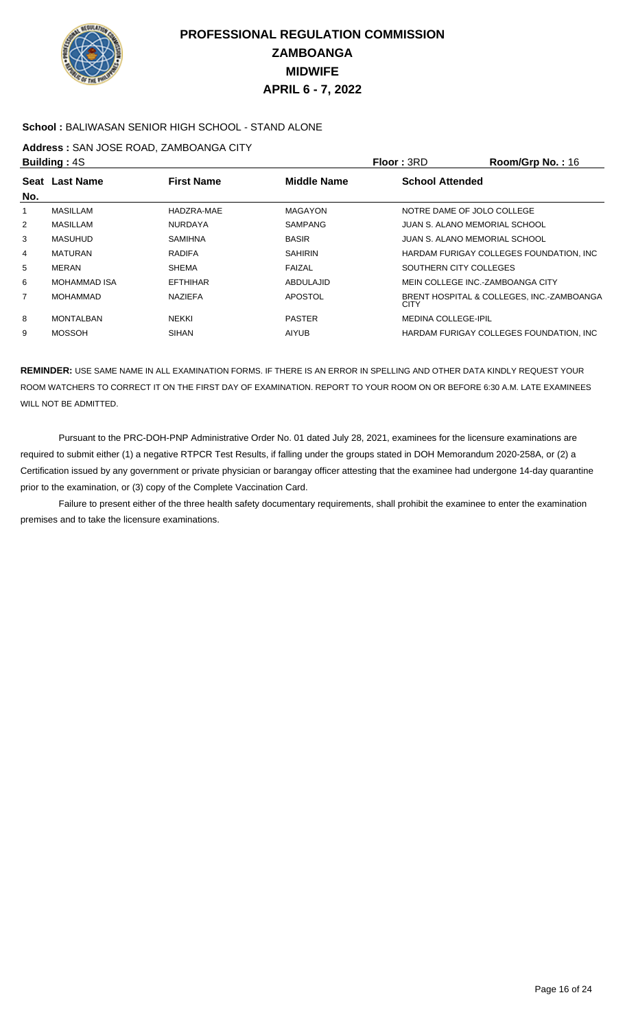# PROFESSIONAL REGULATION COMMISSION
## ZAMBOANGA
## MIDWIFE
## APRIL 6 - 7, 2022

**School :** BALIWASAN SENIOR HIGH SCHOOL - STAND ALONE

**Address :** SAN JOSE ROAD, ZAMBOANGA CITY

**Building :** 4S **Floor :** 3RD **Room/Grp No. :** 16

| Seat No. | Last Name | First Name | Middle Name | School Attended |
|---|---|---|---|---|
| 1 | MASILLAM | HADZRA-MAE | MAGAYON | NOTRE DAME OF JOLO COLLEGE |
| 2 | MASILLAM | NURDAYA | SAMPANG | JUAN S. ALANO MEMORIAL SCHOOL |
| 3 | MASUHUD | SAMIHNA | BASIR | JUAN S. ALANO MEMORIAL SCHOOL |
| 4 | MATURAN | RADIFA | SAHIRIN | HARDAM FURIGAY COLLEGES FOUNDATION, INC |
| 5 | MERAN | SHEMA | FAIZAL | SOUTHERN CITY COLLEGES |
| 6 | MOHAMMAD ISA | EFTHIHAR | ABDULAJID | MEIN COLLEGE INC.-ZAMBOANGA CITY |
| 7 | MOHAMMAD | NAZIEFA | APOSTOL | BRENT HOSPITAL & COLLEGES, INC.-ZAMBOANGA CITY |
| 8 | MONTALBAN | NEKKI | PASTER | MEDINA COLLEGE-IPIL |
| 9 | MOSSOH | SIHAN | AIYUB | HARDAM FURIGAY COLLEGES FOUNDATION, INC |

**REMINDER:** USE SAME NAME IN ALL EXAMINATION FORMS. IF THERE IS AN ERROR IN SPELLING AND OTHER DATA KINDLY REQUEST YOUR ROOM WATCHERS TO CORRECT IT ON THE FIRST DAY OF EXAMINATION. REPORT TO YOUR ROOM ON OR BEFORE 6:30 A.M. LATE EXAMINEES WILL NOT BE ADMITTED.

Pursuant to the PRC-DOH-PNP Administrative Order No. 01 dated July 28, 2021, examinees for the licensure examinations are required to submit either (1) a negative RTPCR Test Results, if falling under the groups stated in DOH Memorandum 2020-258A, or (2) a Certification issued by any government or private physician or barangay officer attesting that the examinee had undergone 14-day quarantine prior to the examination, or (3) copy of the Complete Vaccination Card.

Failure to present either of the three health safety documentary requirements, shall prohibit the examinee to enter the examination premises and to take the licensure examinations.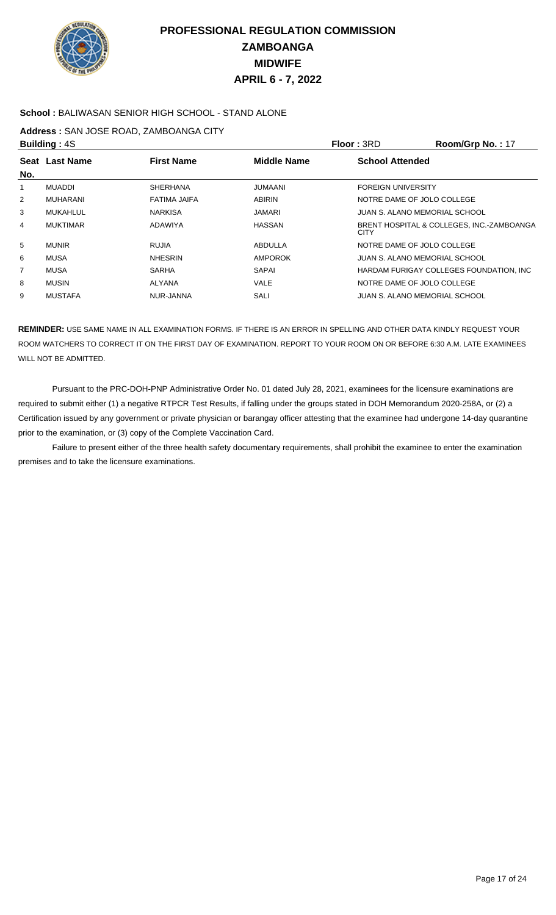# PROFESSIONAL REGULATION COMMISSION
## ZAMBOANGA
## MIDWIFE
## APRIL 6 - 7, 2022

**School :** BALIWASAN SENIOR HIGH SCHOOL - STAND ALONE

**Address :** SAN JOSE ROAD, ZAMBOANGA CITY

**Building :** 4S | **Floor :** 3RD | **Room/Grp No. :** 17

| Seat No. | Last Name | First Name | Middle Name | School Attended |
|---|---|---|---|---|
| 1 | MUADDI | SHERHANA | JUMAANI | FOREIGN UNIVERSITY |
| 2 | MUHARANI | FATIMA JAIFA | ABIRIN | NOTRE DAME OF JOLO COLLEGE |
| 3 | MUKAHLUL | NARKISA | JAMARI | JUAN S. ALANO MEMORIAL SCHOOL |
| 4 | MUKTIMAR | ADAWIYA | HASSAN | BRENT HOSPITAL & COLLEGES, INC.-ZAMBOANGA CITY |
| 5 | MUNIR | RUJIA | ABDULLA | NOTRE DAME OF JOLO COLLEGE |
| 6 | MUSA | NHESRIN | AMPOROK | JUAN S. ALANO MEMORIAL SCHOOL |
| 7 | MUSA | SARHA | SAPAI | HARDAM FURIGAY COLLEGES FOUNDATION, INC |
| 8 | MUSIN | ALYANA | VALE | NOTRE DAME OF JOLO COLLEGE |
| 9 | MUSTAFA | NUR-JANNA | SALI | JUAN S. ALANO MEMORIAL SCHOOL |

**REMINDER:** USE SAME NAME IN ALL EXAMINATION FORMS. IF THERE IS AN ERROR IN SPELLING AND OTHER DATA KINDLY REQUEST YOUR ROOM WATCHERS TO CORRECT IT ON THE FIRST DAY OF EXAMINATION. REPORT TO YOUR ROOM ON OR BEFORE 6:30 A.M. LATE EXAMINEES WILL NOT BE ADMITTED.

Pursuant to the PRC-DOH-PNP Administrative Order No. 01 dated July 28, 2021, examinees for the licensure examinations are required to submit either (1) a negative RTPCR Test Results, if falling under the groups stated in DOH Memorandum 2020-258A, or (2) a Certification issued by any government or private physician or barangay officer attesting that the examinee had undergone 14-day quarantine prior to the examination, or (3) copy of the Complete Vaccination Card.

Failure to present either of the three health safety documentary requirements, shall prohibit the examinee to enter the examination premises and to take the licensure examinations.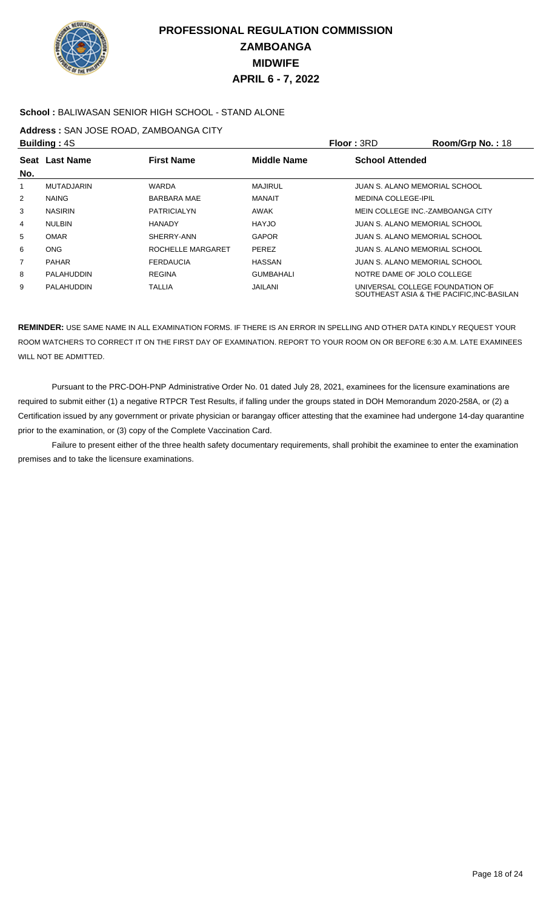# PROFESSIONAL REGULATION COMMISSION
## ZAMBOANGA
## MIDWIFE
## APRIL 6 - 7, 2022

**School :** BALIWASAN SENIOR HIGH SCHOOL - STAND ALONE

**Address :** SAN JOSE ROAD, ZAMBOANGA CITY

**Building :** 4S **Floor :** 3RD **Room/Grp No. :** 18

| Seat No. | Last Name | First Name | Middle Name | School Attended |
|---|---|---|---|---|
| 1 | MUTADJARIN | WARDA | MAJIRUL | JUAN S. ALANO MEMORIAL SCHOOL |
| 2 | NAING | BARBARA MAE | MANAIT | MEDINA COLLEGE-IPIL |
| 3 | NASIRIN | PATRICIALYN | AWAK | MEIN COLLEGE INC.-ZAMBOANGA CITY |
| 4 | NULBIN | HANADY | HAYJO | JUAN S. ALANO MEMORIAL SCHOOL |
| 5 | OMAR | SHERRY-ANN | GAPOR | JUAN S. ALANO MEMORIAL SCHOOL |
| 6 | ONG | ROCHELLE MARGARET | PEREZ | JUAN S. ALANO MEMORIAL SCHOOL |
| 7 | PAHAR | FERDAUCIA | HASSAN | JUAN S. ALANO MEMORIAL SCHOOL |
| 8 | PALAHUDDIN | REGINA | GUMBAHALI | NOTRE DAME OF JOLO COLLEGE |
| 9 | PALAHUDDIN | TALLIA | JAILANI | UNIVERSAL COLLEGE FOUNDATION OF SOUTHEAST ASIA & THE PACIFIC,INC-BASILAN |

**REMINDER:** USE SAME NAME IN ALL EXAMINATION FORMS. IF THERE IS AN ERROR IN SPELLING AND OTHER DATA KINDLY REQUEST YOUR ROOM WATCHERS TO CORRECT IT ON THE FIRST DAY OF EXAMINATION. REPORT TO YOUR ROOM ON OR BEFORE 6:30 A.M. LATE EXAMINEES WILL NOT BE ADMITTED.

Pursuant to the PRC-DOH-PNP Administrative Order No. 01 dated July 28, 2021, examinees for the licensure examinations are required to submit either (1) a negative RTPCR Test Results, if falling under the groups stated in DOH Memorandum 2020-258A, or (2) a Certification issued by any government or private physician or barangay officer attesting that the examinee had undergone 14-day quarantine prior to the examination, or (3) copy of the Complete Vaccination Card.

Failure to present either of the three health safety documentary requirements, shall prohibit the examinee to enter the examination premises and to take the licensure examinations.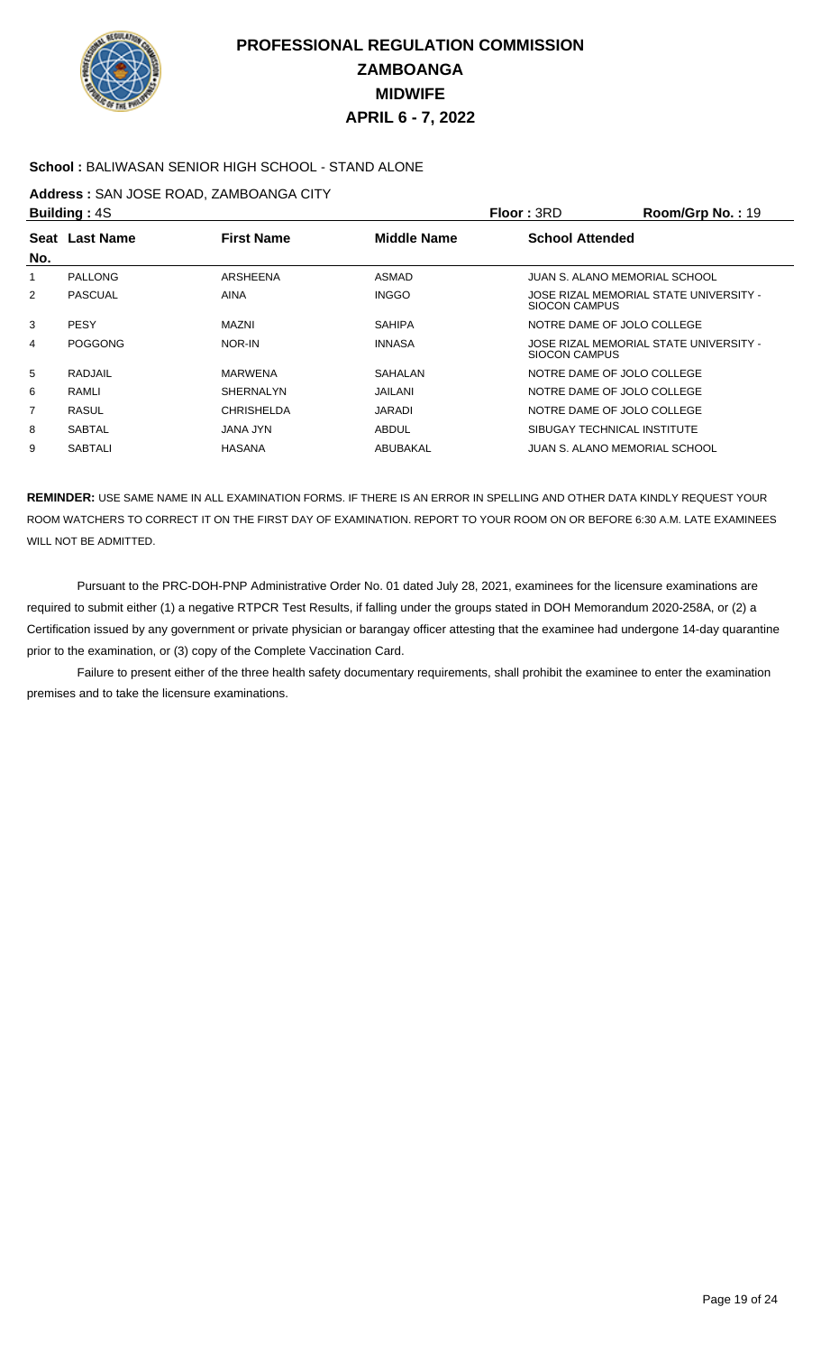# PROFESSIONAL REGULATION COMMISSION
## ZAMBOANGA
## MIDWIFE
## APRIL 6 - 7, 2022

**School :** BALIWASAN SENIOR HIGH SCHOOL - STAND ALONE

**Address :** SAN JOSE ROAD, ZAMBOANGA CITY

**Building :** 4S **Floor :** 3RD **Room/Grp No. :** 19

| Seat No. | Last Name | First Name | Middle Name | School Attended |
|---|---|---|---|---|
| 1 | PALLONG | ARSHEENA | ASMAD | JUAN S. ALANO MEMORIAL SCHOOL |
| 2 | PASCUAL | AINA | INGGO | JOSE RIZAL MEMORIAL STATE UNIVERSITY - SIOCON CAMPUS |
| 3 | PESY | MAZNI | SAHIPA | NOTRE DAME OF JOLO COLLEGE |
| 4 | POGGONG | NOR-IN | INNASA | JOSE RIZAL MEMORIAL STATE UNIVERSITY - SIOCON CAMPUS |
| 5 | RADJAIL | MARWENA | SAHALAN | NOTRE DAME OF JOLO COLLEGE |
| 6 | RAMLI | SHERNALYN | JAILANI | NOTRE DAME OF JOLO COLLEGE |
| 7 | RASUL | CHRISHELDA | JARADI | NOTRE DAME OF JOLO COLLEGE |
| 8 | SABTAL | JANA JYN | ABDUL | SIBUGAY TECHNICAL INSTITUTE |
| 9 | SABTALI | HASANA | ABUBAKAL | JUAN S. ALANO MEMORIAL SCHOOL |

**REMINDER:** USE SAME NAME IN ALL EXAMINATION FORMS. IF THERE IS AN ERROR IN SPELLING AND OTHER DATA KINDLY REQUEST YOUR ROOM WATCHERS TO CORRECT IT ON THE FIRST DAY OF EXAMINATION. REPORT TO YOUR ROOM ON OR BEFORE 6:30 A.M. LATE EXAMINEES WILL NOT BE ADMITTED.

Pursuant to the PRC-DOH-PNP Administrative Order No. 01 dated July 28, 2021, examinees for the licensure examinations are required to submit either (1) a negative RTPCR Test Results, if falling under the groups stated in DOH Memorandum 2020-258A, or (2) a Certification issued by any government or private physician or barangay officer attesting that the examinee had undergone 14-day quarantine prior to the examination, or (3) copy of the Complete Vaccination Card.

Failure to present either of the three health safety documentary requirements, shall prohibit the examinee to enter the examination premises and to take the licensure examinations.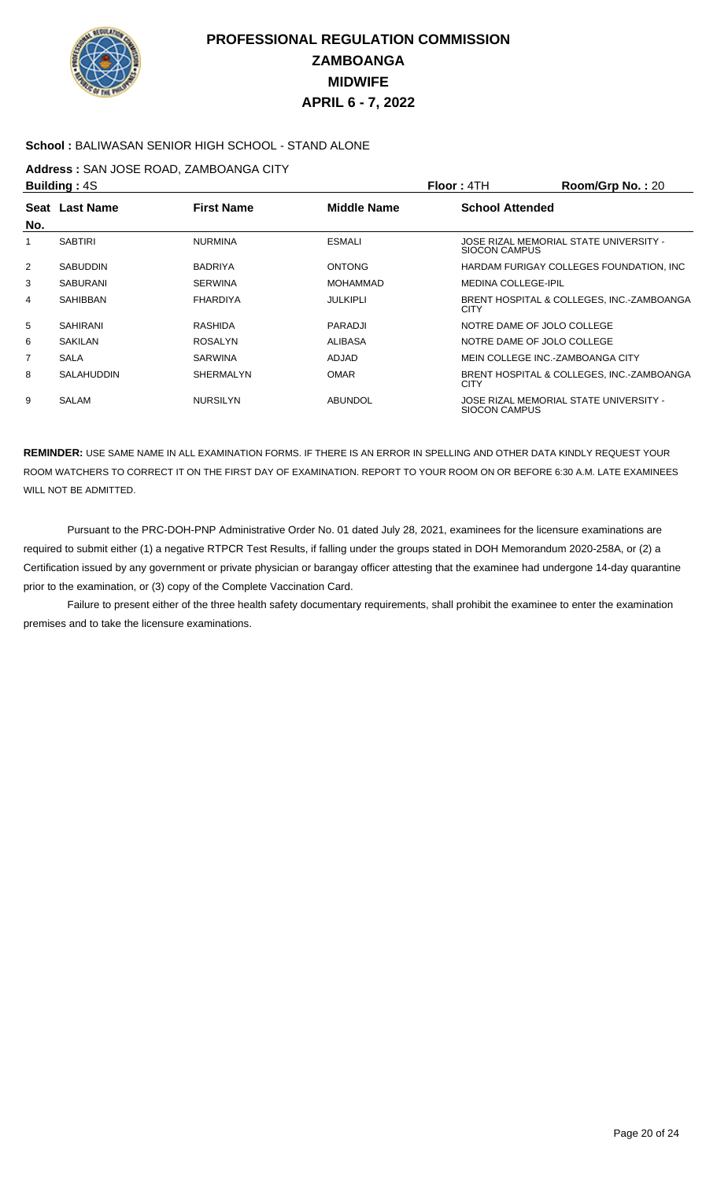# PROFESSIONAL REGULATION COMMISSION
# ZAMBOANGA
# MIDWIFE
# APRIL 6 - 7, 2022

**School :** BALIWASAN SENIOR HIGH SCHOOL - STAND ALONE

**Address :** SAN JOSE ROAD, ZAMBOANGA CITY

**Building :** 4S **Floor :** 4TH **Room/Grp No. :** 20

| Seat No. | Last Name | First Name | Middle Name | School Attended |
|---|---|---|---|---|
| 1 | SABTIRI | NURMINA | ESMALI | JOSE RIZAL MEMORIAL STATE UNIVERSITY - SIOCON CAMPUS |
| 2 | SABUDDIN | BADRIYA | ONTONG | HARDAM FURIGAY COLLEGES FOUNDATION, INC |
| 3 | SABURANI | SERWINA | MOHAMMAD | MEDINA COLLEGE-IPIL |
| 4 | SAHIBBAN | FHARDIYA | JULKIPLI | BRENT HOSPITAL & COLLEGES, INC.-ZAMBOANGA CITY |
| 5 | SAHIRANI | RASHIDA | PARADJI | NOTRE DAME OF JOLO COLLEGE |
| 6 | SAKILAN | ROSALYN | ALIBASA | NOTRE DAME OF JOLO COLLEGE |
| 7 | SALA | SARWINA | ADJAD | MEIN COLLEGE INC.-ZAMBOANGA CITY |
| 8 | SALAHUDDIN | SHERMALYN | OMAR | BRENT HOSPITAL & COLLEGES, INC.-ZAMBOANGA CITY |
| 9 | SALAM | NURSILYN | ABUNDOL | JOSE RIZAL MEMORIAL STATE UNIVERSITY - SIOCON CAMPUS |

**REMINDER:** USE SAME NAME IN ALL EXAMINATION FORMS. IF THERE IS AN ERROR IN SPELLING AND OTHER DATA KINDLY REQUEST YOUR ROOM WATCHERS TO CORRECT IT ON THE FIRST DAY OF EXAMINATION. REPORT TO YOUR ROOM ON OR BEFORE 6:30 A.M. LATE EXAMINEES WILL NOT BE ADMITTED.

Pursuant to the PRC-DOH-PNP Administrative Order No. 01 dated July 28, 2021, examinees for the licensure examinations are required to submit either (1) a negative RTPCR Test Results, if falling under the groups stated in DOH Memorandum 2020-258A, or (2) a Certification issued by any government or private physician or barangay officer attesting that the examinee had undergone 14-day quarantine prior to the examination, or (3) copy of the Complete Vaccination Card.

Failure to present either of the three health safety documentary requirements, shall prohibit the examinee to enter the examination premises and to take the licensure examinations.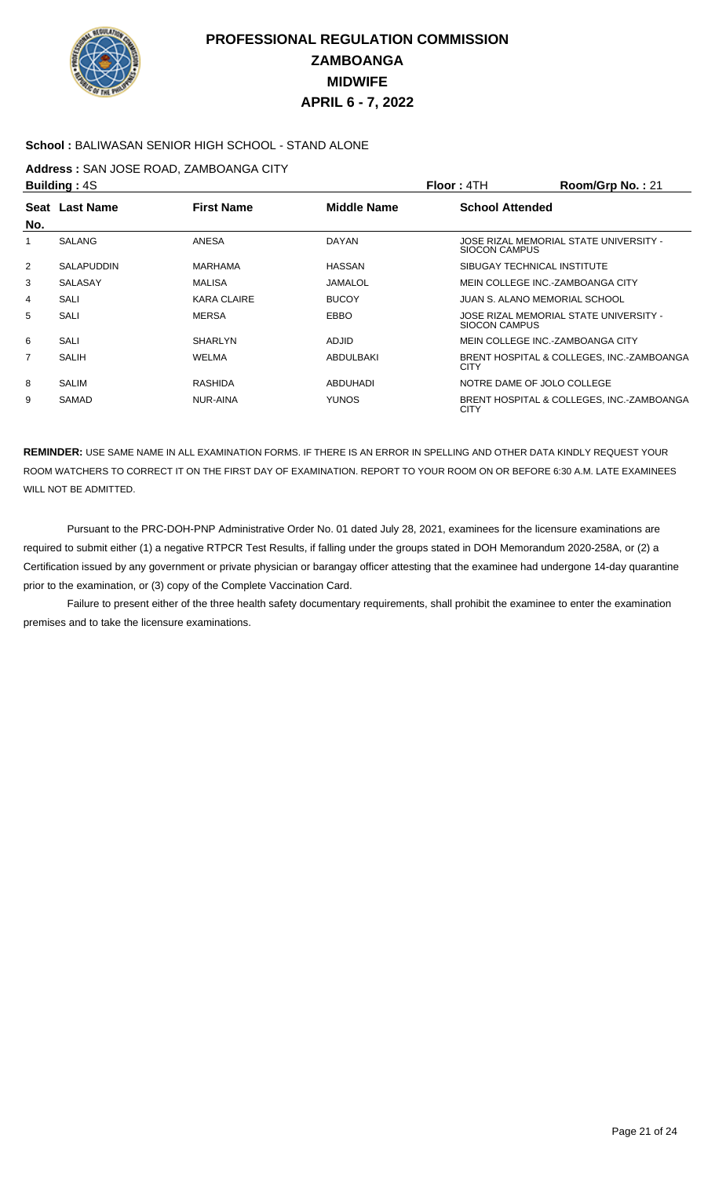# PROFESSIONAL REGULATION COMMISSION
# ZAMBOANGA
# MIDWIFE
# APRIL 6 - 7, 2022

**School :** BALIWASAN SENIOR HIGH SCHOOL - STAND ALONE

**Address :** SAN JOSE ROAD, ZAMBOANGA CITY

**Building :** 4S **Floor :** 4TH **Room/Grp No. :** 21

| Seat No. | Last Name | First Name | Middle Name | School Attended |
|---|---|---|---|---|
| 1 | SALANG | ANESA | DAYAN | JOSE RIZAL MEMORIAL STATE UNIVERSITY - SIOCON CAMPUS |
| 2 | SALAPUDDIN | MARHAMA | HASSAN | SIBUGAY TECHNICAL INSTITUTE |
| 3 | SALASAY | MALISA | JAMALOL | MEIN COLLEGE INC.-ZAMBOANGA CITY |
| 4 | SALI | KARA CLAIRE | BUCOY | JUAN S. ALANO MEMORIAL SCHOOL |
| 5 | SALI | MERSA | EBBO | JOSE RIZAL MEMORIAL STATE UNIVERSITY - SIOCON CAMPUS |
| 6 | SALI | SHARLYN | ADJID | MEIN COLLEGE INC.-ZAMBOANGA CITY |
| 7 | SALIH | WELMA | ABDULBAKI | BRENT HOSPITAL & COLLEGES, INC.-ZAMBOANGA CITY |
| 8 | SALIM | RASHIDA | ABDUHADI | NOTRE DAME OF JOLO COLLEGE |
| 9 | SAMAD | NUR-AINA | YUNOS | BRENT HOSPITAL & COLLEGES, INC.-ZAMBOANGA CITY |

**REMINDER:** USE SAME NAME IN ALL EXAMINATION FORMS. IF THERE IS AN ERROR IN SPELLING AND OTHER DATA KINDLY REQUEST YOUR ROOM WATCHERS TO CORRECT IT ON THE FIRST DAY OF EXAMINATION. REPORT TO YOUR ROOM ON OR BEFORE 6:30 A.M. LATE EXAMINEES WILL NOT BE ADMITTED.

Pursuant to the PRC-DOH-PNP Administrative Order No. 01 dated July 28, 2021, examinees for the licensure examinations are required to submit either (1) a negative RTPCR Test Results, if falling under the groups stated in DOH Memorandum 2020-258A, or (2) a Certification issued by any government or private physician or barangay officer attesting that the examinee had undergone 14-day quarantine prior to the examination, or (3) copy of the Complete Vaccination Card.

Failure to present either of the three health safety documentary requirements, shall prohibit the examinee to enter the examination premises and to take the licensure examinations.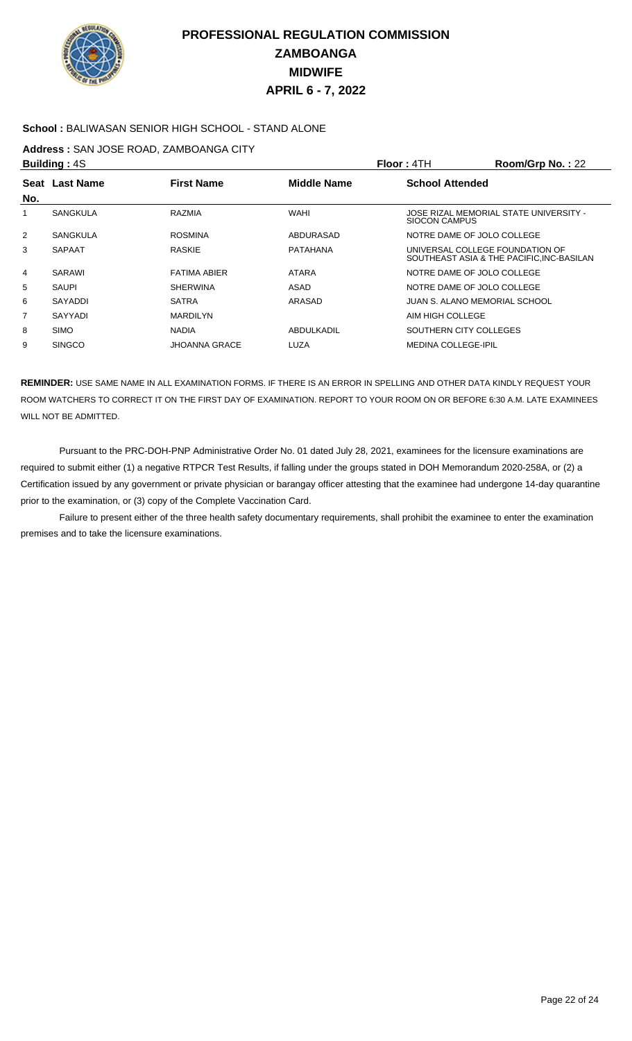# PROFESSIONAL REGULATION COMMISSION
# ZAMBOANGA
# MIDWIFE
# APRIL 6 - 7, 2022

**School :** BALIWASAN SENIOR HIGH SCHOOL - STAND ALONE

**Address :** SAN JOSE ROAD, ZAMBOANGA CITY

**Building :** 4S **Floor :** 4TH **Room/Grp No. :** 22

| Seat No. | Last Name | First Name | Middle Name | School Attended |
|---|---|---|---|---|
| 1 | SANGKULA | RAZMIA | WAHI | JOSE RIZAL MEMORIAL STATE UNIVERSITY - SIOCON CAMPUS |
| 2 | SANGKULA | ROSMINA | ABDURASAD | NOTRE DAME OF JOLO COLLEGE |
| 3 | SAPAAT | RASKIE | PATAHANA | UNIVERSAL COLLEGE FOUNDATION OF SOUTHEAST ASIA & THE PACIFIC,INC-BASILAN |
| 4 | SARAWI | FATIMA ABIER | ATARA | NOTRE DAME OF JOLO COLLEGE |
| 5 | SAUPI | SHERWINA | ASAD | NOTRE DAME OF JOLO COLLEGE |
| 6 | SAYADDI | SATRA | ARASAD | JUAN S. ALANO MEMORIAL SCHOOL |
| 7 | SAYYADI | MARDILYN | | AIM HIGH COLLEGE |
| 8 | SIMO | NADIA | ABDULKADIL | SOUTHERN CITY COLLEGES |
| 9 | SINGCO | JHOANNA GRACE | LUZA | MEDINA COLLEGE-IPIL |

**REMINDER:** USE SAME NAME IN ALL EXAMINATION FORMS. IF THERE IS AN ERROR IN SPELLING AND OTHER DATA KINDLY REQUEST YOUR ROOM WATCHERS TO CORRECT IT ON THE FIRST DAY OF EXAMINATION. REPORT TO YOUR ROOM ON OR BEFORE 6:30 A.M. LATE EXAMINEES WILL NOT BE ADMITTED.

Pursuant to the PRC-DOH-PNP Administrative Order No. 01 dated July 28, 2021, examinees for the licensure examinations are required to submit either (1) a negative RTPCR Test Results, if falling under the groups stated in DOH Memorandum 2020-258A, or (2) a Certification issued by any government or private physician or barangay officer attesting that the examinee had undergone 14-day quarantine prior to the examination, or (3) copy of the Complete Vaccination Card.

Failure to present either of the three health safety documentary requirements, shall prohibit the examinee to enter the examination premises and to take the licensure examinations.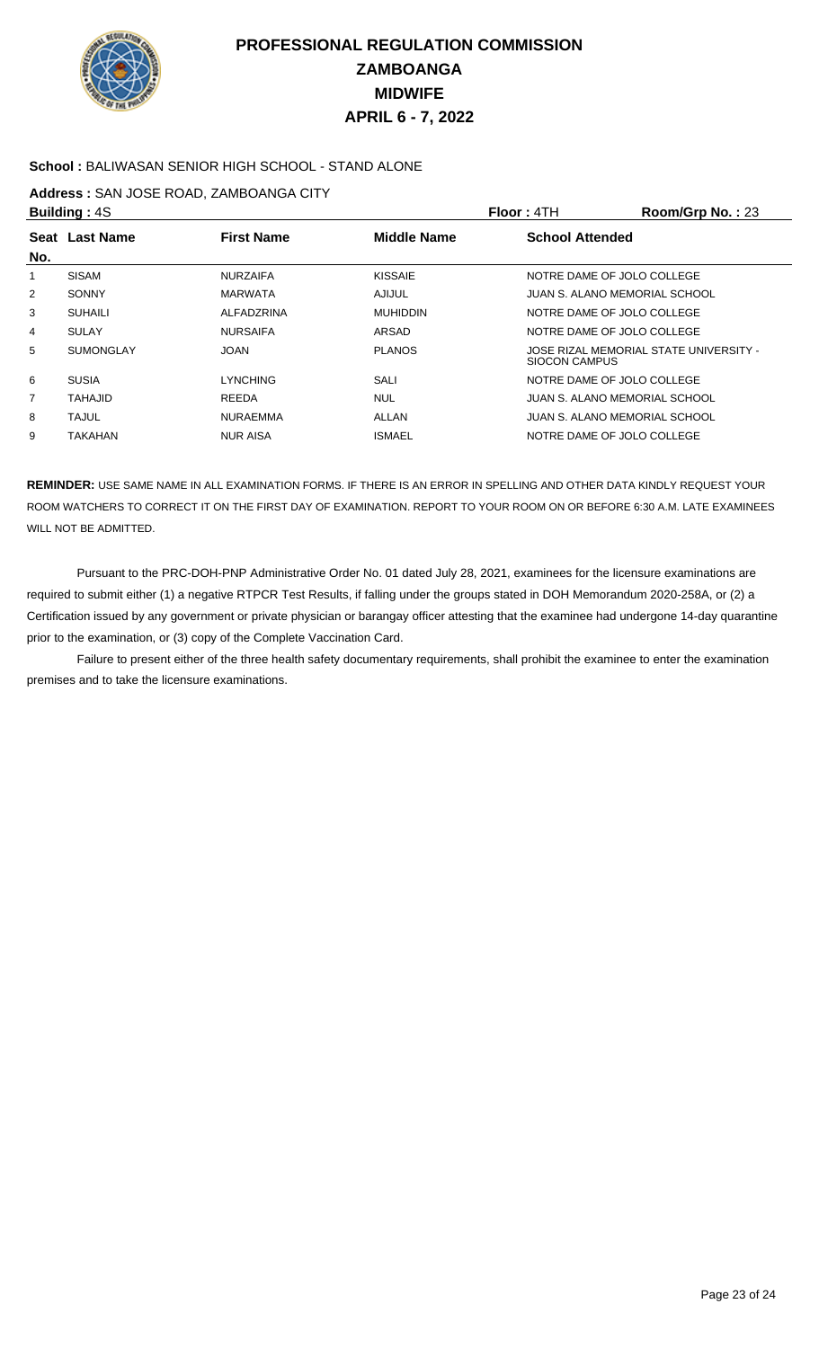# PROFESSIONAL REGULATION COMMISSION
# ZAMBOANGA
# MIDWIFE
# APRIL 6 - 7, 2022

**School :** BALIWASAN SENIOR HIGH SCHOOL - STAND ALONE

**Address :** SAN JOSE ROAD, ZAMBOANGA CITY

**Building :** 4S **Floor :** 4TH **Room/Grp No. :** 23

| Seat No. | Last Name | First Name | Middle Name | School Attended |
|---|---|---|---|---|
| 1 | SISAM | NURZAIFA | KISSAIE | NOTRE DAME OF JOLO COLLEGE |
| 2 | SONNY | MARWATA | AJIJUL | JUAN S. ALANO MEMORIAL SCHOOL |
| 3 | SUHAILI | ALFADZRINA | MUHIDDIN | NOTRE DAME OF JOLO COLLEGE |
| 4 | SULAY | NURSAIFA | ARSAD | NOTRE DAME OF JOLO COLLEGE |
| 5 | SUMONGLAY | JOAN | PLANOS | JOSE RIZAL MEMORIAL STATE UNIVERSITY - SIOCON CAMPUS |
| 6 | SUSIA | LYNCHING | SALI | NOTRE DAME OF JOLO COLLEGE |
| 7 | TAHAJID | REEDA | NUL | JUAN S. ALANO MEMORIAL SCHOOL |
| 8 | TAJUL | NURAEMMA | ALLAN | JUAN S. ALANO MEMORIAL SCHOOL |
| 9 | TAKAHAN | NUR AISA | ISMAEL | NOTRE DAME OF JOLO COLLEGE |

**REMINDER:** USE SAME NAME IN ALL EXAMINATION FORMS. IF THERE IS AN ERROR IN SPELLING AND OTHER DATA KINDLY REQUEST YOUR ROOM WATCHERS TO CORRECT IT ON THE FIRST DAY OF EXAMINATION. REPORT TO YOUR ROOM ON OR BEFORE 6:30 A.M. LATE EXAMINEES WILL NOT BE ADMITTED.

Pursuant to the PRC-DOH-PNP Administrative Order No. 01 dated July 28, 2021, examinees for the licensure examinations are required to submit either (1) a negative RTPCR Test Results, if falling under the groups stated in DOH Memorandum 2020-258A, or (2) a Certification issued by any government or private physician or barangay officer attesting that the examinee had undergone 14-day quarantine prior to the examination, or (3) copy of the Complete Vaccination Card.

Failure to present either of the three health safety documentary requirements, shall prohibit the examinee to enter the examination premises and to take the licensure examinations.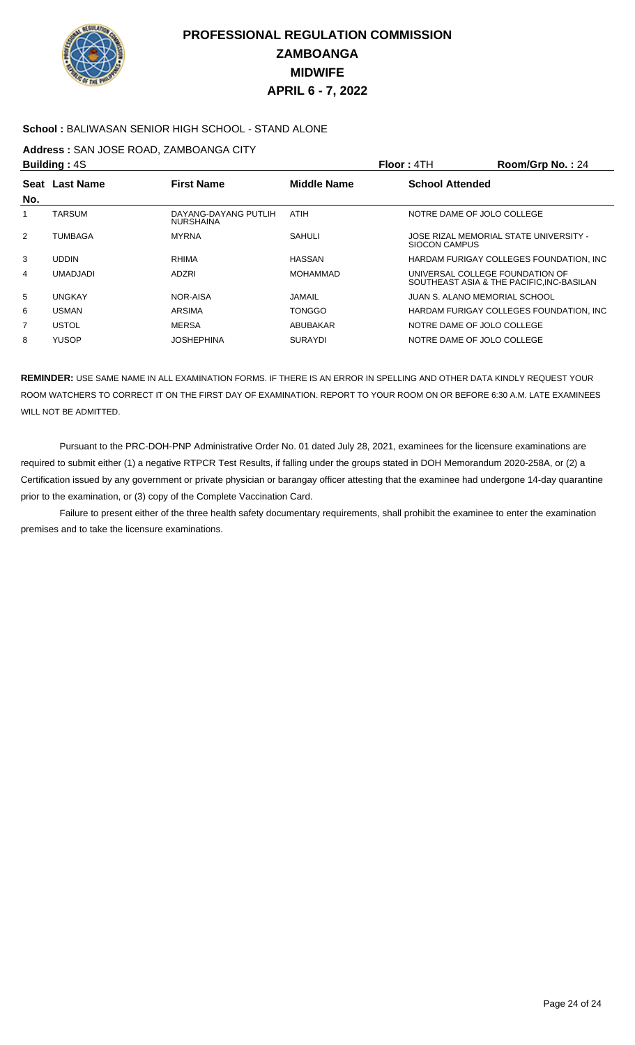# PROFESSIONAL REGULATION COMMISSION
## ZAMBOANGA
## MIDWIFE
## APRIL 6 - 7, 2022

**School :** BALIWASAN SENIOR HIGH SCHOOL - STAND ALONE

**Address :** SAN JOSE ROAD, ZAMBOANGA CITY

**Building :** 4S **Floor :** 4TH **Room/Grp No. :** 24

| Seat No. | Last Name | First Name | Middle Name | School Attended |
|---|---|---|---|---|
| 1 | TARSUM | DAYANG-DAYANG PUTLIH NURSHAINA | ATIH | NOTRE DAME OF JOLO COLLEGE |
| 2 | TUMBAGA | MYRNA | SAHULI | JOSE RIZAL MEMORIAL STATE UNIVERSITY - SIOCON CAMPUS |
| 3 | UDDIN | RHIMA | HASSAN | HARDAM FURIGAY COLLEGES FOUNDATION, INC |
| 4 | UMADJADI | ADZRI | MOHAMMAD | UNIVERSAL COLLEGE FOUNDATION OF SOUTHEAST ASIA & THE PACIFIC,INC-BASILAN |
| 5 | UNGKAY | NOR-AISA | JAMAIL | JUAN S. ALANO MEMORIAL SCHOOL |
| 6 | USMAN | ARSIMA | TONGGO | HARDAM FURIGAY COLLEGES FOUNDATION, INC |
| 7 | USTOL | MERSA | ABUBAKAR | NOTRE DAME OF JOLO COLLEGE |
| 8 | YUSOP | JOSHEPHINA | SURAYDI | NOTRE DAME OF JOLO COLLEGE |

**REMINDER:** USE SAME NAME IN ALL EXAMINATION FORMS. IF THERE IS AN ERROR IN SPELLING AND OTHER DATA KINDLY REQUEST YOUR ROOM WATCHERS TO CORRECT IT ON THE FIRST DAY OF EXAMINATION. REPORT TO YOUR ROOM ON OR BEFORE 6:30 A.M. LATE EXAMINEES WILL NOT BE ADMITTED.

Pursuant to the PRC-DOH-PNP Administrative Order No. 01 dated July 28, 2021, examinees for the licensure examinations are required to submit either (1) a negative RTPCR Test Results, if falling under the groups stated in DOH Memorandum 2020-258A, or (2) a Certification issued by any government or private physician or barangay officer attesting that the examinee had undergone 14-day quarantine prior to the examination, or (3) copy of the Complete Vaccination Card.

Failure to present either of the three health safety documentary requirements, shall prohibit the examinee to enter the examination premises and to take the licensure examinations.